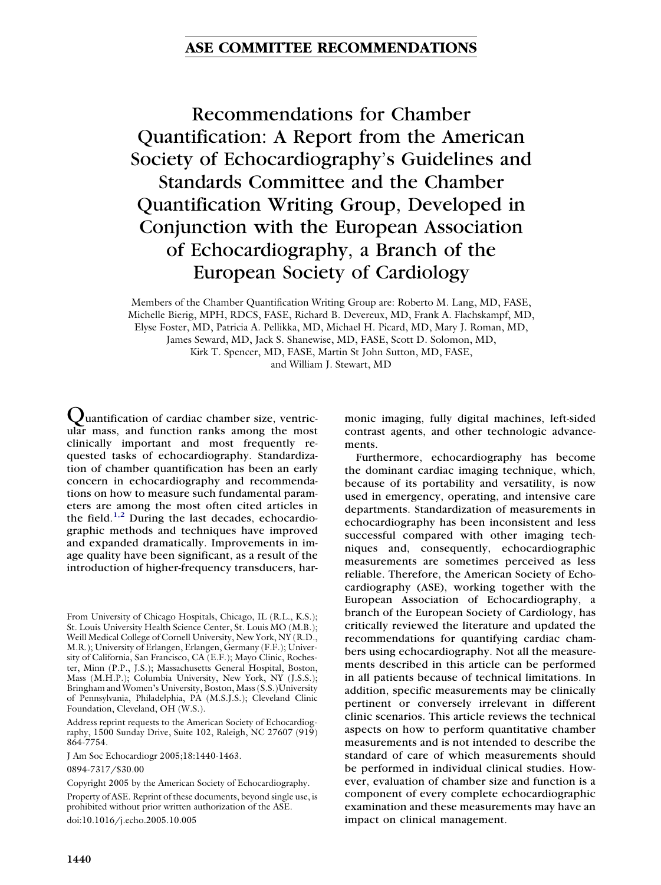## ASE COMMITTEE RECOMMENDATIONS

# Recommendations for Chamber Quantification: A Report from the American Society of Echocardiography's Guidelines and Standards Committee and the Chamber Quantification Writing Group, Developed in Conjunction with the European Association of Echocardiography, a Branch of the European Society of Cardiology

Members of the Chamber Quantification Writing Group are: Roberto M. Lang, MD, FASE, Michelle Bierig, MPH, RDCS, FASE, Richard B. Devereux, MD, Frank A. Flachskampf, MD, Elyse Foster, MD, Patricia A. Pellikka, MD, Michael H. Picard, MD, Mary J. Roman, MD, James Seward, MD, Jack S. Shanewise, MD, FASE, Scott D. Solomon, MD, Kirk T. Spencer, MD, FASE, Martin St John Sutton, MD, FASE, and William J. Stewart, MD

Quantification of cardiac chamber size, ventricular mass, and function ranks among the most clinically important and most frequently requested tasks of echocardiography. Standardization of chamber quantification has been an early concern in echocardiography and recommendations on how to measure such fundamental parameters are among the most often cited articles in the field.[1,2] During the last decades, echocardiographic methods and techniques have improved and expanded dramatically. Improvements in image quality have been significant, as a result of the introduction of higher-frequency transducers, harmonic imaging, fully digital machines, left-sided contrast agents, and other technologic advancements.

Furthermore, echocardiography has become the dominant cardiac imaging technique, which, because of its portability and versatility, is now used in emergency, operating, and intensive care departments. Standardization of measurements in echocardiography has been inconsistent and less successful compared with other imaging techniques and, consequently, echocardiographic measurements are sometimes perceived as less reliable. Therefore, the American Society of Echocardiography (ASE), working together with the European Association of Echocardiography, a branch of the European Society of Cardiology, has critically reviewed the literature and updated the recommendations for quantifying cardiac chambers using echocardiography. Not all the measurements described in this article can be performed in all patients because of technical limitations. In addition, specific measurements may be clinically pertinent or conversely irrelevant in different clinic scenarios. This article reviews the technical aspects on how to perform quantitative chamber measurements and is not intended to describe the standard of care of which measurements should be performed in individual clinical studies. However, evaluation of chamber size and function is a component of every complete echocardiographic examination and these measurements may have an impact on clinical management.

From University of Chicago Hospitals, Chicago, IL (R.L., K.S.); St. Louis University Health Science Center, St. Louis MO (M.B.); Weill Medical College of Cornell University, New York, NY (R.D., M.R.); University of Erlangen, Erlangen, Germany (F.F.); University of California, San Francisco, CA (E.F.); Mayo Clinic, Rochester, Minn (P.P., J.S.); Massachusetts General Hospital, Boston, Mass (M.H.P.); Columbia University, New York, NY (J.S.S.); Bringham and Women's University, Boston, Mass (S.S.)University of Pennsylvania, Philadelphia, PA (M.S.J.S.); Cleveland Clinic Foundation, Cleveland, OH (W.S.).

Address reprint requests to the American Society of Echocardiography, 1500 Sunday Drive, Suite 102, Raleigh, NC 27607 (919) 864-7754.

J Am Soc Echocardiogr 2005;18:1440-1463.

0894-7317/$30.00

Copyright 2005 by the American Society of Echocardiography.

Property of ASE. Reprint of these documents, beyond single use, is prohibited without prior written authorization of the ASE.

doi:10.1016/j.echo.2005.10.005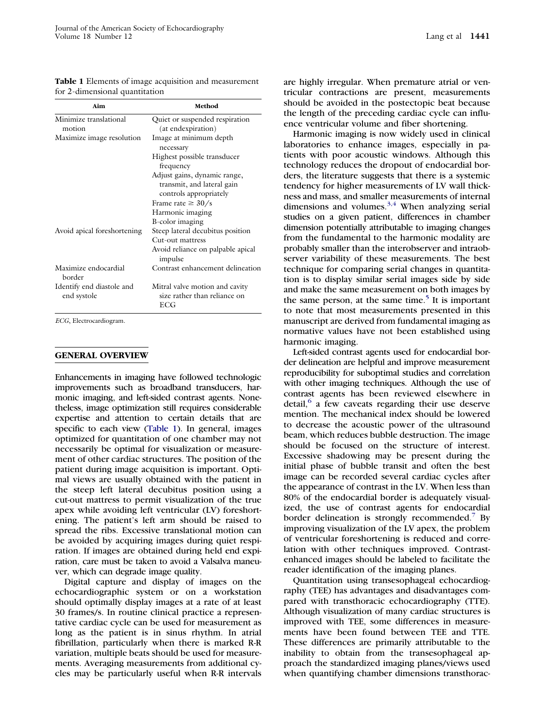**Table 1** Elements of image acquisition and measurement for 2-dimensional quantitation

| Aim | Method |
|---|---|
| Minimize translational motion | Quiet or suspended respiration (at endexpiration) |
| Maximize image resolution | Image at minimum depth necessary |
| | Highest possible transducer frequency |
| | Adjust gains, dynamic range, transmit, and lateral gain controls appropriately |
| | Frame rate ≥ 30/s |
| | Harmonic imaging |
| | B-color imaging |
| Avoid apical foreshortening | Steep lateral decubitus position |
| | Cut-out mattress |
| | Avoid reliance on palpable apical impulse |
| Maximize endocardial border | Contrast enhancement delineation |
| Identify end diastole and end systole | Mitral valve motion and cavity size rather than reliance on ECG |

*ECG*, Electrocardiogram.

## GENERAL OVERVIEW

Enhancements in imaging have followed technologic improvements such as broadband transducers, harmonic imaging, and left-sided contrast agents. Nonetheless, image optimization still requires considerable expertise and attention to certain details that are specific to each view (Table 1). In general, images optimized for quantitation of one chamber may not necessarily be optimal for visualization or measurement of other cardiac structures. The position of the patient during image acquisition is important. Optimal views are usually obtained with the patient in the steep left lateral decubitus position using a cut-out mattress to permit visualization of the true apex while avoiding left ventricular (LV) foreshortening. The patient's left arm should be raised to spread the ribs. Excessive translational motion can be avoided by acquiring images during quiet respiration. If images are obtained during held end expiration, care must be taken to avoid a Valsalva maneuver, which can degrade image quality.

Digital capture and display of images on the echocardiographic system or on a workstation should optimally display images at a rate of at least 30 frames/s. In routine clinical practice a representative cardiac cycle can be used for measurement as long as the patient is in sinus rhythm. In atrial fibrillation, particularly when there is marked R-R variation, multiple beats should be used for measurements. Averaging measurements from additional cycles may be particularly useful when R-R intervals are highly irregular. When premature atrial or ventricular contractions are present, measurements should be avoided in the postectopic beat because the length of the preceding cardiac cycle can influence ventricular volume and fiber shortening.

Harmonic imaging is now widely used in clinical laboratories to enhance images, especially in patients with poor acoustic windows. Although this technology reduces the dropout of endocardial borders, the literature suggests that there is a systemic tendency for higher measurements of LV wall thickness and mass, and smaller measurements of internal dimensions and volumes.[3,4] When analyzing serial studies on a given patient, differences in chamber dimension potentially attributable to imaging changes from the fundamental to the harmonic modality are probably smaller than the interobserver and intraobserver variability of these measurements. The best technique for comparing serial changes in quantitation is to display similar serial images side by side and make the same measurement on both images by the same person, at the same time.[5] It is important to note that most measurements presented in this manuscript are derived from fundamental imaging as normative values have not been established using harmonic imaging.

Left-sided contrast agents used for endocardial border delineation are helpful and improve measurement reproducibility for suboptimal studies and correlation with other imaging techniques. Although the use of contrast agents has been reviewed elsewhere in detail,[6] a few caveats regarding their use deserve mention. The mechanical index should be lowered to decrease the acoustic power of the ultrasound beam, which reduces bubble destruction. The image should be focused on the structure of interest. Excessive shadowing may be present during the initial phase of bubble transit and often the best image can be recorded several cardiac cycles after the appearance of contrast in the LV. When less than 80% of the endocardial border is adequately visualized, the use of contrast agents for endocardial border delineation is strongly recommended.[7] By improving visualization of the LV apex, the problem of ventricular foreshortening is reduced and correlation with other techniques improved. Contrast-enhanced images should be labeled to facilitate the reader identification of the imaging planes.

Quantitation using transesophageal echocardiography (TEE) has advantages and disadvantages compared with transthoracic echocardiography (TTE). Although visualization of many cardiac structures is improved with TEE, some differences in measurements have been found between TEE and TTE. These differences are primarily attributable to the inability to obtain from the transesophageal approach the standardized imaging planes/views used when quantifying chamber dimensions transthorac-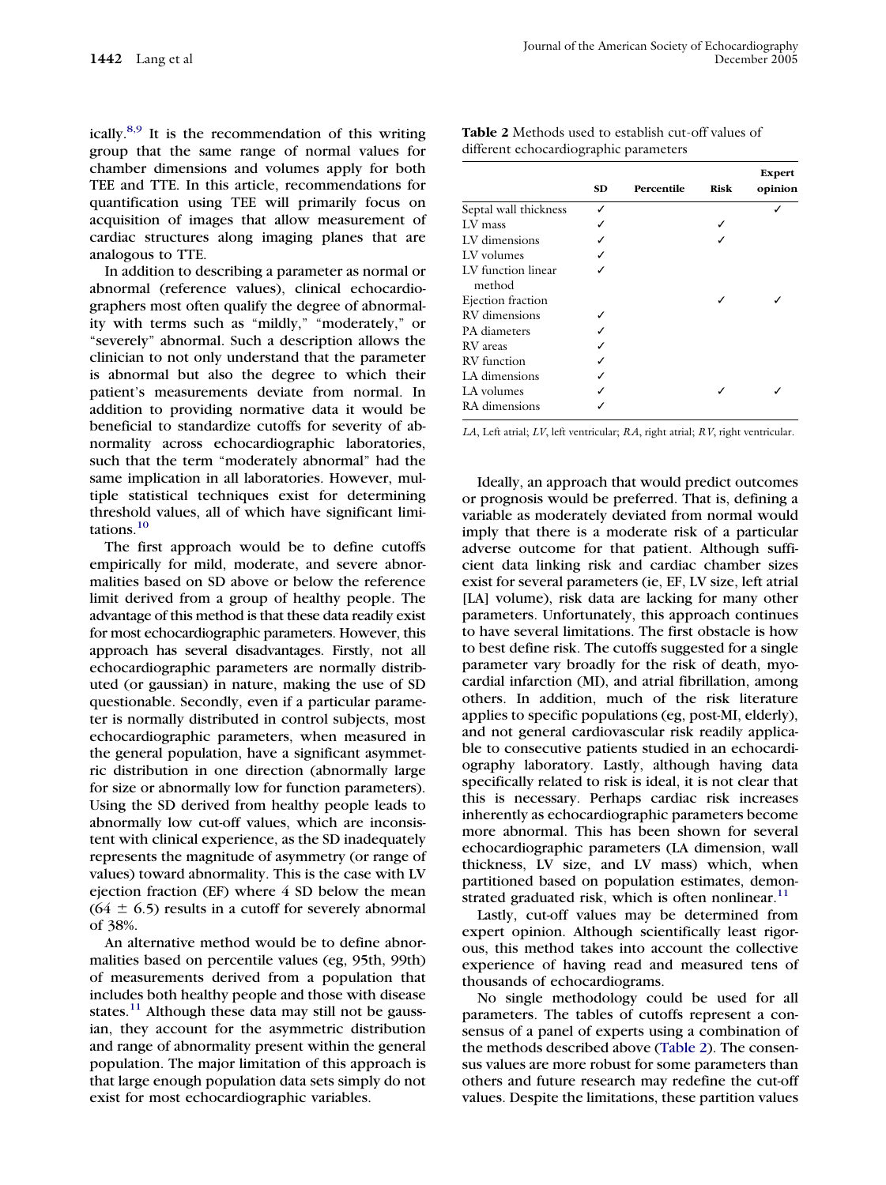ically.[8,9] It is the recommendation of this writing group that the same range of normal values for chamber dimensions and volumes apply for both TEE and TTE. In this article, recommendations for quantification using TEE will primarily focus on acquisition of images that allow measurement of cardiac structures along imaging planes that are analogous to TTE.

In addition to describing a parameter as normal or abnormal (reference values), clinical echocardiographers most often qualify the degree of abnormality with terms such as "mildly," "moderately," or "severely" abnormal. Such a description allows the clinician to not only understand that the parameter is abnormal but also the degree to which their patient's measurements deviate from normal. In addition to providing normative data it would be beneficial to standardize cutoffs for severity of abnormality across echocardiographic laboratories, such that the term "moderately abnormal" had the same implication in all laboratories. However, multiple statistical techniques exist for determining threshold values, all of which have significant limitations.[10]

The first approach would be to define cutoffs empirically for mild, moderate, and severe abnormalities based on SD above or below the reference limit derived from a group of healthy people. The advantage of this method is that these data readily exist for most echocardiographic parameters. However, this approach has several disadvantages. Firstly, not all echocardiographic parameters are normally distributed (or gaussian) in nature, making the use of SD questionable. Secondly, even if a particular parameter is normally distributed in control subjects, most echocardiographic parameters, when measured in the general population, have a significant asymmetric distribution in one direction (abnormally large for size or abnormally low for function parameters). Using the SD derived from healthy people leads to abnormally low cut-off values, which are inconsistent with clinical experience, as the SD inadequately represents the magnitude of asymmetry (or range of values) toward abnormality. This is the case with LV ejection fraction (EF) where 4 SD below the mean ($64 \pm 6.5$) results in a cutoff for severely abnormal of 38%.

An alternative method would be to define abnormalities based on percentile values (eg, 95th, 99th) of measurements derived from a population that includes both healthy people and those with disease states.[11] Although these data may still not be gaussian, they account for the asymmetric distribution and range of abnormality present within the general population. The major limitation of this approach is that large enough population data sets simply do not exist for most echocardiographic variables.

**Table 2** Methods used to establish cut-off values of different echocardiographic parameters

| | SD | Percentile | Risk | Expert opinion |
|---|---|---|---|---|
| Septal wall thickness | ✓ | | | ✓ |
| LV mass | ✓ | | ✓ | |
| LV dimensions | ✓ | | ✓ | |
| LV volumes | ✓ | | | |
| LV function linear method | ✓ | | | |
| Ejection fraction | | | ✓ | ✓ |
| RV dimensions | ✓ | | | |
| PA diameters | ✓ | | | |
| RV areas | ✓ | | | |
| RV function | ✓ | | | |
| LA dimensions | ✓ | | | |
| LA volumes | ✓ | | ✓ | ✓ |
| RA dimensions | ✓ | | | |

*LA*, Left atrial; *LV*, left ventricular; *RA*, right atrial; *RV*, right ventricular.

Ideally, an approach that would predict outcomes or prognosis would be preferred. That is, defining a variable as moderately deviated from normal would imply that there is a moderate risk of a particular adverse outcome for that patient. Although sufficient data linking risk and cardiac chamber sizes exist for several parameters (ie, EF, LV size, left atrial [LA] volume), risk data are lacking for many other parameters. Unfortunately, this approach continues to have several limitations. The first obstacle is how to best define risk. The cutoffs suggested for a single parameter vary broadly for the risk of death, myocardial infarction (MI), and atrial fibrillation, among others. In addition, much of the risk literature applies to specific populations (eg, post-MI, elderly), and not general cardiovascular risk readily applicable to consecutive patients studied in an echocardiography laboratory. Lastly, although having data specifically related to risk is ideal, it is not clear that this is necessary. Perhaps cardiac risk increases inherently as echocardiographic parameters become more abnormal. This has been shown for several echocardiographic parameters (LA dimension, wall thickness, LV size, and LV mass) which, when partitioned based on population estimates, demonstrated graduated risk, which is often nonlinear.[11]

Lastly, cut-off values may be determined from expert opinion. Although scientifically least rigorous, this method takes into account the collective experience of having read and measured tens of thousands of echocardiograms.

No single methodology could be used for all parameters. The tables of cutoffs represent a consensus of a panel of experts using a combination of the methods described above (Table 2). The consensus values are more robust for some parameters than others and future research may redefine the cut-off values. Despite the limitations, these partition values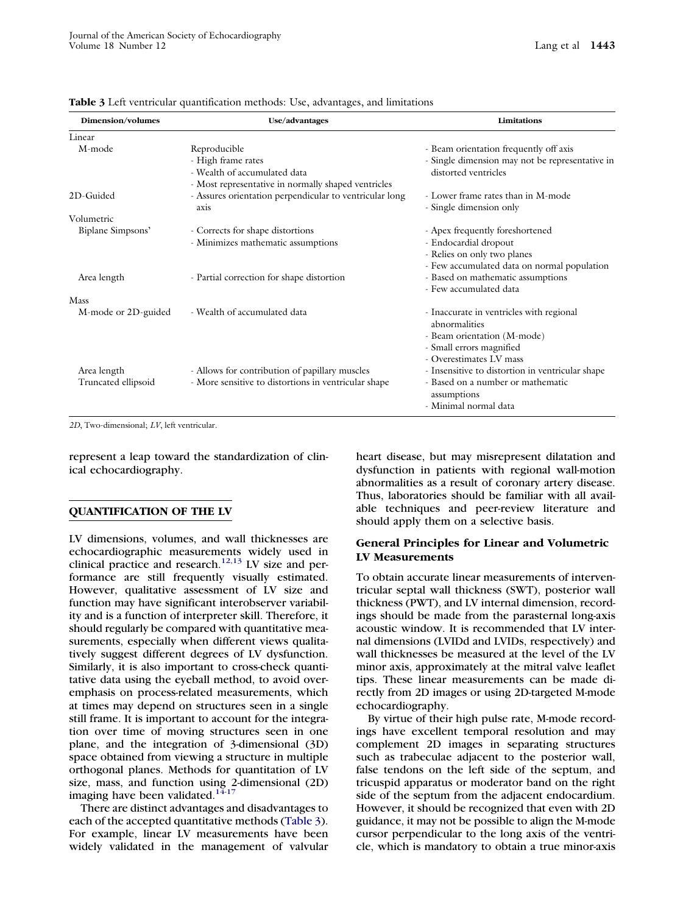**Table 3** Left ventricular quantification methods: Use, advantages, and limitations

| Dimension/volumes | Use/advantages | Limitations |
|---|---|---|
| Linear | | |
| M-mode | Reproducible<br>- High frame rates<br>- Wealth of accumulated data<br>- Most representative in normally shaped ventricles | - Beam orientation frequently off axis<br>- Single dimension may not be representative in distorted ventricles |
| 2D-Guided | - Assures orientation perpendicular to ventricular long axis | - Lower frame rates than in M-mode<br>- Single dimension only |
| Volumetric | | |
| Biplane Simpsons' | - Corrects for shape distortions<br>- Minimizes mathematic assumptions | - Apex frequently foreshortened<br>- Endocardial dropout<br>- Relies on only two planes<br>- Few accumulated data on normal population |
| Area length | - Partial correction for shape distortion | - Based on mathematic assumptions<br>- Few accumulated data |
| Mass | | |
| M-mode or 2D-guided | - Wealth of accumulated data | - Inaccurate in ventricles with regional abnormalities<br>- Beam orientation (M-mode)<br>- Small errors magnified<br>- Overestimates LV mass |
| Area length | - Allows for contribution of papillary muscles | - Insensitive to distortion in ventricular shape |
| Truncated ellipsoid | - More sensitive to distortions in ventricular shape | - Based on a number or mathematic assumptions<br>- Minimal normal data |

*2D*, Two-dimensional; *LV*, left ventricular.

represent a leap toward the standardization of clinical echocardiography.

## QUANTIFICATION OF THE LV

LV dimensions, volumes, and wall thicknesses are echocardiographic measurements widely used in clinical practice and research.[12,13] LV size and performance are still frequently visually estimated. However, qualitative assessment of LV size and function may have significant interobserver variability and is a function of interpreter skill. Therefore, it should regularly be compared with quantitative measurements, especially when different views qualitatively suggest different degrees of LV dysfunction. Similarly, it is also important to cross-check quantitative data using the eyeball method, to avoid overemphasis on process-related measurements, which at times may depend on structures seen in a single still frame. It is important to account for the integration over time of moving structures seen in one plane, and the integration of 3-dimensional (3D) space obtained from viewing a structure in multiple orthogonal planes. Methods for quantitation of LV size, mass, and function using 2-dimensional (2D) imaging have been validated.[14-17]

There are distinct advantages and disadvantages to each of the accepted quantitative methods (Table 3). For example, linear LV measurements have been widely validated in the management of valvular heart disease, but may misrepresent dilatation and dysfunction in patients with regional wall-motion abnormalities as a result of coronary artery disease. Thus, laboratories should be familiar with all available techniques and peer-review literature and should apply them on a selective basis.

### General Principles for Linear and Volumetric LV Measurements

To obtain accurate linear measurements of interventricular septal wall thickness (SWT), posterior wall thickness (PWT), and LV internal dimension, recordings should be made from the parasternal long-axis acoustic window. It is recommended that LV internal dimensions (LVIDd and LVIDs, respectively) and wall thicknesses be measured at the level of the LV minor axis, approximately at the mitral valve leaflet tips. These linear measurements can be made directly from 2D images or using 2D-targeted M-mode echocardiography.

By virtue of their high pulse rate, M-mode recordings have excellent temporal resolution and may complement 2D images in separating structures such as trabeculae adjacent to the posterior wall, false tendons on the left side of the septum, and tricuspid apparatus or moderator band on the right side of the septum from the adjacent endocardium. However, it should be recognized that even with 2D guidance, it may not be possible to align the M-mode cursor perpendicular to the long axis of the ventricle, which is mandatory to obtain a true minor-axis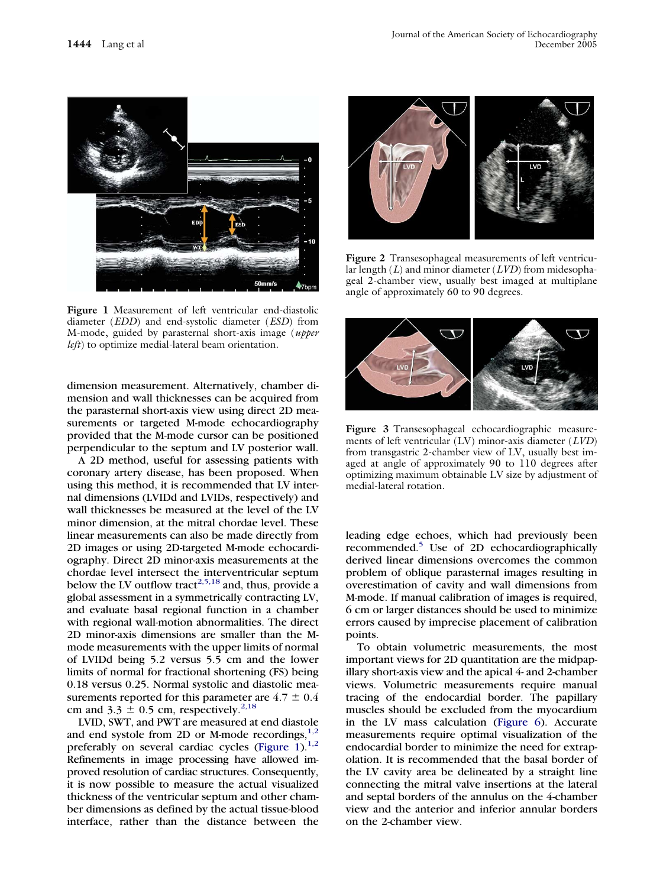Figure 1 Measurement of left ventricular end-diastolic diameter (*EDD*) and end-systolic diameter (*ESD*) from M-mode, guided by parasternal short-axis image (*upper left*) to optimize medial-lateral beam orientation.

dimension measurement. Alternatively, chamber dimension and wall thicknesses can be acquired from the parasternal short-axis view using direct 2D measurements or targeted M-mode echocardiography provided that the M-mode cursor can be positioned perpendicular to the septum and LV posterior wall.

A 2D method, useful for assessing patients with coronary artery disease, has been proposed. When using this method, it is recommended that LV internal dimensions (LVIDd and LVIDs, respectively) and wall thicknesses be measured at the level of the LV minor dimension, at the mitral chordae level. These linear measurements can also be made directly from 2D images or using 2D-targeted M-mode echocardiography. Direct 2D minor-axis measurements at the chordae level intersect the interventricular septum below the LV outflow tract[2,5,18] and, thus, provide a global assessment in a symmetrically contracting LV, and evaluate basal regional function in a chamber with regional wall-motion abnormalities. The direct 2D minor-axis dimensions are smaller than the M-mode measurements with the upper limits of normal of LVIDd being 5.2 versus 5.5 cm and the lower limits of normal for fractional shortening (FS) being 0.18 versus 0.25. Normal systolic and diastolic measurements reported for this parameter are $4.7 \pm 0.4$ cm and $3.3 \pm 0.5$ cm, respectively.[2,18]

LVID, SWT, and PWT are measured at end diastole and end systole from 2D or M-mode recordings,[1,2] preferably on several cardiac cycles (Figure 1).[1,2] Refinements in image processing have allowed improved resolution of cardiac structures. Consequently, it is now possible to measure the actual visualized thickness of the ventricular septum and other chamber dimensions as defined by the actual tissue-blood interface, rather than the distance between the leading edge echoes, which had previously been recommended.[5] Use of 2D echocardiographically derived linear dimensions overcomes the common problem of oblique parasternal images resulting in overestimation of cavity and wall dimensions from M-mode. If manual calibration of images is required, 6 cm or larger distances should be used to minimize errors caused by imprecise placement of calibration points.

To obtain volumetric measurements, the most important views for 2D quantitation are the midpapillary short-axis view and the apical 4- and 2-chamber views. Volumetric measurements require manual tracing of the endocardial border. The papillary muscles should be excluded from the myocardium in the LV mass calculation (Figure 6). Accurate measurements require optimal visualization of the endocardial border to minimize the need for extrapolation. It is recommended that the basal border of the LV cavity area be delineated by a straight line connecting the mitral valve insertions at the lateral and septal borders of the annulus on the 4-chamber view and the anterior and inferior annular borders on the 2-chamber view.

Figure 2 Transesophageal measurements of left ventricular length (*L*) and minor diameter (*LVD*) from midesophageal 2-chamber view, usually best imaged at multiplane angle of approximately 60 to 90 degrees.

Figure 3 Transesophageal echocardiographic measurements of left ventricular (LV) minor-axis diameter (*LVD*) from transgastric 2-chamber view of LV, usually best imaged at angle of approximately 90 to 110 degrees after optimizing maximum obtainable LV size by adjustment of medial-lateral rotation.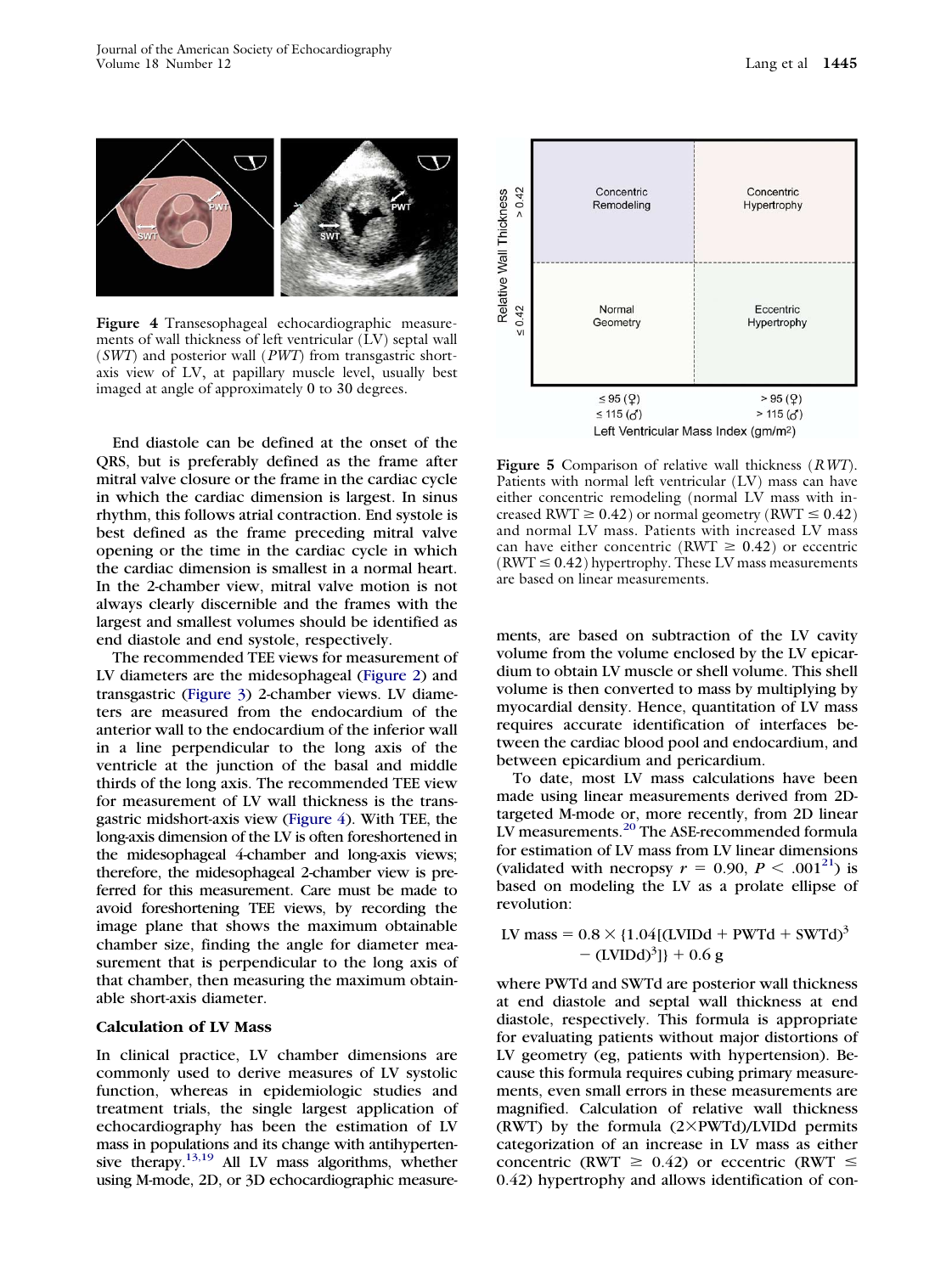**Figure 4** Transesophageal echocardiographic measurements of wall thickness of left ventricular (LV) septal wall (*SWT*) and posterior wall (*PWT*) from transgastric short-axis view of LV, at papillary muscle level, usually best imaged at angle of approximately 0 to 30 degrees.

End diastole can be defined at the onset of the QRS, but is preferably defined as the frame after mitral valve closure or the frame in the cardiac cycle in which the cardiac dimension is largest. In sinus rhythm, this follows atrial contraction. End systole is best defined as the frame preceding mitral valve opening or the time in the cardiac cycle in which the cardiac dimension is smallest in a normal heart. In the 2-chamber view, mitral valve motion is not always clearly discernible and the frames with the largest and smallest volumes should be identified as end diastole and end systole, respectively.

The recommended TEE views for measurement of LV diameters are the midesophageal (Figure 2) and transgastric (Figure 3) 2-chamber views. LV diameters are measured from the endocardium of the anterior wall to the endocardium of the inferior wall in a line perpendicular to the long axis of the ventricle at the junction of the basal and middle thirds of the long axis. The recommended TEE view for measurement of LV wall thickness is the transgastric midshort-axis view (Figure 4). With TEE, the long-axis dimension of the LV is often foreshortened in the midesophageal 4-chamber and long-axis views; therefore, the midesophageal 2-chamber view is preferred for this measurement. Care must be made to avoid foreshortening TEE views, by recording the image plane that shows the maximum obtainable chamber size, finding the angle for diameter measurement that is perpendicular to the long axis of that chamber, then measuring the maximum obtainable short-axis diameter.

### Calculation of LV Mass

In clinical practice, LV chamber dimensions are commonly used to derive measures of LV systolic function, whereas in epidemiologic studies and treatment trials, the single largest application of echocardiography has been the estimation of LV mass in populations and its change with antihypertensive therapy.[13,19] All LV mass algorithms, whether using M-mode, 2D, or 3D echocardiographic measurements, are based on subtraction of the LV cavity volume from the volume enclosed by the LV epicardium to obtain LV muscle or shell volume. This shell volume is then converted to mass by multiplying by myocardial density. Hence, quantitation of LV mass requires accurate identification of interfaces between the cardiac blood pool and endocardium, and between epicardium and pericardium.

| Relative Wall Thickness | ≤ 95 (♀) ≤ 115 (♂) | > 95 (♀) > 115 (♂) |
|---|---|---|
| > 0.42 | Concentric Remodeling | Concentric Hypertrophy |
| ≤ 0.42 | Normal Geometry | Eccentric Hypertrophy |

Left Ventricular Mass Index (gm/m²)

**Figure 5** Comparison of relative wall thickness (*RWT*). Patients with normal left ventricular (LV) mass can have either concentric remodeling (normal LV mass with increased RWT ≥ 0.42) or normal geometry (RWT ≤ 0.42) and normal LV mass. Patients with increased LV mass can have either concentric (RWT ≥ 0.42) or eccentric (RWT ≤ 0.42) hypertrophy. These LV mass measurements are based on linear measurements.

To date, most LV mass calculations have been made using linear measurements derived from 2D-targeted M-mode or, more recently, from 2D linear LV measurements.[20] The ASE-recommended formula for estimation of LV mass from LV linear dimensions (validated with necropsy $r = 0.90$, $P < .001$[21]) is based on modeling the LV as a prolate ellipse of revolution:

$$\text{LV mass} = 0.8 \times \{1.04[(\text{LVIDd} + \text{PWTd} + \text{SWTd})^3 - (\text{LVIDd})^3]\} + 0.6 \text{ g}$$

where PWTd and SWTd are posterior wall thickness at end diastole and septal wall thickness at end diastole, respectively. This formula is appropriate for evaluating patients without major distortions of LV geometry (eg, patients with hypertension). Because this formula requires cubing primary measurements, even small errors in these measurements are magnified. Calculation of relative wall thickness (RWT) by the formula (2×PWTd)/LVIDd permits categorization of an increase in LV mass as either concentric (RWT ≥ 0.42) or eccentric (RWT ≤ 0.42) hypertrophy and allows identification of con-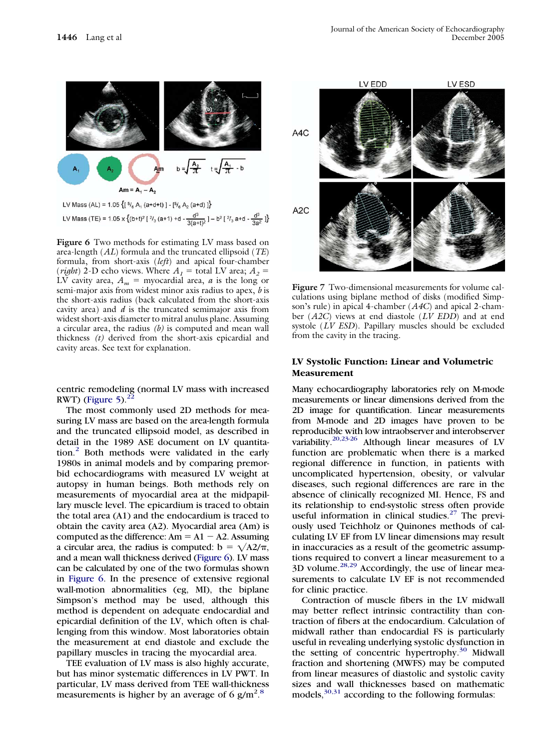Figure 6 Two methods for estimating LV mass based on area-length (*AL*) formula and the truncated ellipsoid (*TE*) formula, from short-axis (*left*) and apical four-chamber (*right*) 2-D echo views. Where $A_1$ = total LV area; $A_2$ = LV cavity area, $A_m$ = myocardial area, *a* is the long or semi-major axis from widest minor axis radius to apex, *b* is the short-axis radius (back calculated from the short-axis cavity area) and *d* is the truncated semimajor axis from widest short-axis diameter to mitral anulus plane. Assuming a circular area, the radius *(b)* is computed and mean wall thickness *(t)* derived from the short-axis epicardial and cavity areas. See text for explanation.

centric remodeling (normal LV mass with increased RWT) (Figure 5).[22]

The most commonly used 2D methods for measuring LV mass are based on the area-length formula and the truncated ellipsoid model, as described in detail in the 1989 ASE document on LV quantitation.[2] Both methods were validated in the early 1980s in animal models and by comparing premorbid echocardiograms with measured LV weight at autopsy in human beings. Both methods rely on measurements of myocardial area at the midpapillary muscle level. The epicardium is traced to obtain the total area (A1) and the endocardium is traced to obtain the cavity area (A2). Myocardial area (Am) is computed as the difference: Am = A1 − A2. Assuming a circular area, the radius is computed: $b = \sqrt{A2/\pi}$, and a mean wall thickness derived (Figure 6). LV mass can be calculated by one of the two formulas shown in Figure 6. In the presence of extensive regional wall-motion abnormalities (eg, MI), the biplane Simpson's method may be used, although this method is dependent on adequate endocardial and epicardial definition of the LV, which often is challenging from this window. Most laboratories obtain the measurement at end diastole and exclude the papillary muscles in tracing the myocardial area.

TEE evaluation of LV mass is also highly accurate, but has minor systematic differences in LV PWT. In particular, LV mass derived from TEE wall-thickness measurements is higher by an average of 6 g/m$^2$.[8]

Figure 7 Two-dimensional measurements for volume calculations using biplane method of disks (modified Simpson's rule) in apical 4-chamber (*A4C*) and apical 2-chamber (*A2C*) views at end diastole (*LV EDD*) and at end systole (*LV ESD*). Papillary muscles should be excluded from the cavity in the tracing.

### LV Systolic Function: Linear and Volumetric Measurement

Many echocardiography laboratories rely on M-mode measurements or linear dimensions derived from the 2D image for quantification. Linear measurements from M-mode and 2D images have proven to be reproducible with low intraobserver and interobserver variability.[20,23-26] Although linear measures of LV function are problematic when there is a marked regional difference in function, in patients with uncomplicated hypertension, obesity, or valvular diseases, such regional differences are rare in the absence of clinically recognized MI. Hence, FS and its relationship to end-systolic stress often provide useful information in clinical studies.[27] The previously used Teichholz or Quinones methods of calculating LV EF from LV linear dimensions may result in inaccuracies as a result of the geometric assumptions required to convert a linear measurement to a 3D volume.[28,29] Accordingly, the use of linear measurements to calculate LV EF is not recommended for clinic practice.

Contraction of muscle fibers in the LV midwall may better reflect intrinsic contractility than contraction of fibers at the endocardium. Calculation of midwall rather than endocardial FS is particularly useful in revealing underlying systolic dysfunction in the setting of concentric hypertrophy.[30] Midwall fraction and shortening (MWFS) may be computed from linear measures of diastolic and systolic cavity sizes and wall thicknesses based on mathematic models,[30,31] according to the following formulas: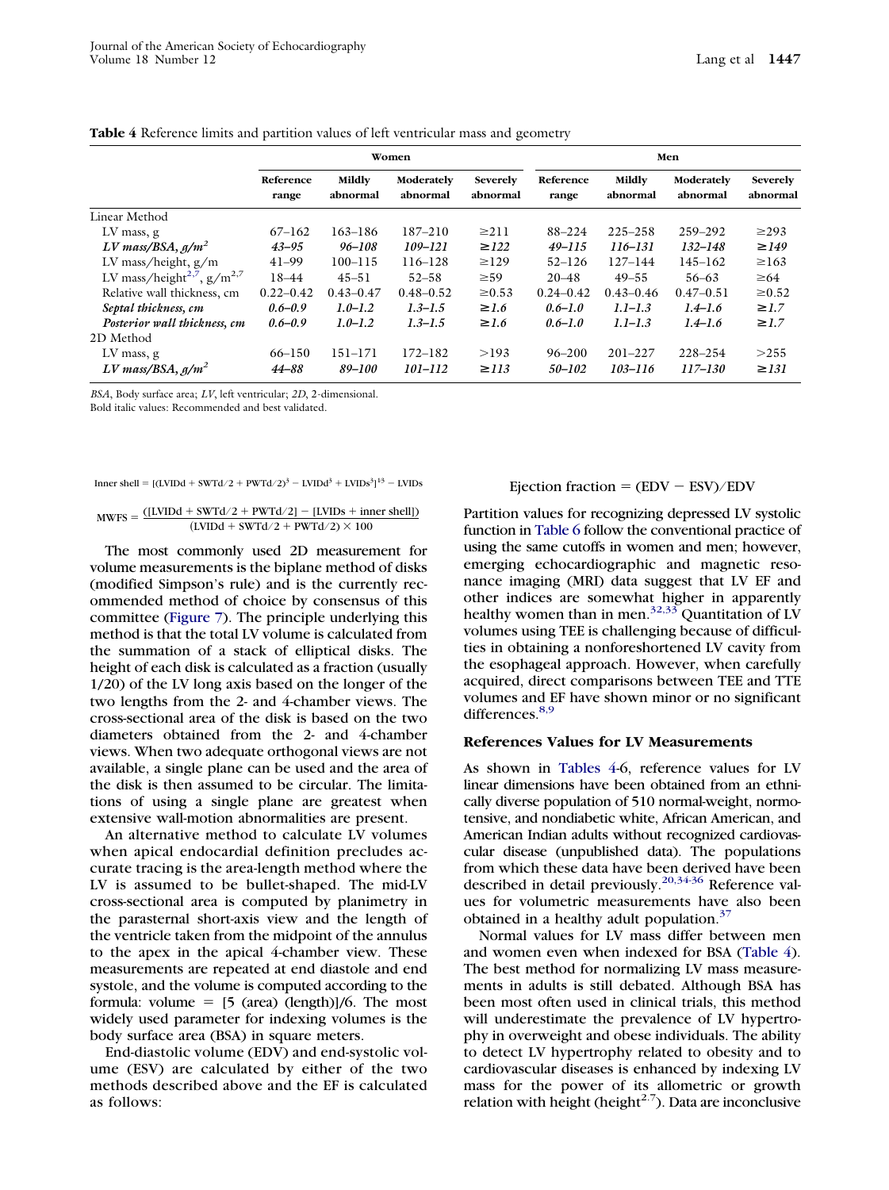**Table 4** Reference limits and partition values of left ventricular mass and geometry

| | Women | | | | Men | | | |
|---|---|---|---|---|---|---|---|---|
| | Reference range | Mildly abnormal | Moderately abnormal | Severely abnormal | Reference range | Mildly abnormal | Moderately abnormal | Severely abnormal |
| Linear Method | | | | | | | | |
| LV mass, g | 67–162 | 163–186 | 187–210 | ≥211 | 88–224 | 225–258 | 259–292 | ≥293 |
| ***LV mass/BSA, g/m²*** | ***43–95*** | ***96–108*** | ***109–121*** | ***≥122*** | ***49–115*** | ***116–131*** | ***132–148*** | ***≥149*** |
| LV mass/height, g/m | 41–99 | 100–115 | 116–128 | ≥129 | 52–126 | 127–144 | 145–162 | ≥163 |
| LV mass/height$^{2.7}$, g/m$^{2.7}$ | 18–44 | 45–51 | 52–58 | ≥59 | 20–48 | 49–55 | 56–63 | ≥64 |
| Relative wall thickness, cm | 0.22–0.42 | 0.43–0.47 | 0.48–0.52 | ≥0.53 | 0.24–0.42 | 0.43–0.46 | 0.47–0.51 | ≥0.52 |
| ***Septal thickness, cm*** | ***0.6–0.9*** | ***1.0–1.2*** | ***1.3–1.5*** | ***≥1.6*** | ***0.6–1.0*** | ***1.1–1.3*** | ***1.4–1.6*** | ***≥1.7*** |
| ***Posterior wall thickness, cm*** | ***0.6–0.9*** | ***1.0–1.2*** | ***1.3–1.5*** | ***≥1.6*** | ***0.6–1.0*** | ***1.1–1.3*** | ***1.4–1.6*** | ***≥1.7*** |
| 2D Method | | | | | | | | |
| LV mass, g | 66–150 | 151–171 | 172–182 | >193 | 96–200 | 201–227 | 228–254 | >255 |
| ***LV mass/BSA, g/m²*** | ***44–88*** | ***89–100*** | ***101–112*** | ***≥113*** | ***50–102*** | ***103–116*** | ***117–130*** | ***≥131*** |

*BSA*, Body surface area; *LV*, left ventricular; *2D*, 2-dimensional.
Bold italic values: Recommended and best validated.

$$\text{Inner shell} = [(\text{LVIDd} + \text{SWTd}/2 + \text{PWTd}/2)^3 - \text{LVIDd}^3 + \text{LVIDs}^3]^{1/3} - \text{LVIDs}$$

$$\text{MWFS} = \frac{([\text{LVIDd} + \text{SWTd}/2 + \text{PWTd}/2] - [\text{LVIDs} + \text{inner shell}])}{(\text{LVIDd} + \text{SWTd}/2 + \text{PWTd}/2) \times 100}$$

The most commonly used 2D measurement for volume measurements is the biplane method of disks (modified Simpson's rule) and is the currently recommended method of choice by consensus of this committee (Figure 7). The principle underlying this method is that the total LV volume is calculated from the summation of a stack of elliptical disks. The height of each disk is calculated as a fraction (usually 1/20) of the LV long axis based on the longer of the two lengths from the 2- and 4-chamber views. The cross-sectional area of the disk is based on the two diameters obtained from the 2- and 4-chamber views. When two adequate orthogonal views are not available, a single plane can be used and the area of the disk is then assumed to be circular. The limitations of using a single plane are greatest when extensive wall-motion abnormalities are present.

An alternative method to calculate LV volumes when apical endocardial definition precludes accurate tracing is the area-length method where the LV is assumed to be bullet-shaped. The mid-LV cross-sectional area is computed by planimetry in the parasternal short-axis view and the length of the ventricle taken from the midpoint of the annulus to the apex in the apical 4-chamber view. These measurements are repeated at end diastole and end systole, and the volume is computed according to the formula: volume = [5 (area) (length)]/6. The most widely used parameter for indexing volumes is the body surface area (BSA) in square meters.

End-diastolic volume (EDV) and end-systolic volume (ESV) are calculated by either of the two methods described above and the EF is calculated as follows:

$$\text{Ejection fraction} = (\text{EDV} - \text{ESV})/\text{EDV}$$

Partition values for recognizing depressed LV systolic function in Table 6 follow the conventional practice of using the same cutoffs in women and men; however, emerging echocardiographic and magnetic resonance imaging (MRI) data suggest that LV EF and other indices are somewhat higher in apparently healthy women than in men.[32,33] Quantitation of LV volumes using TEE is challenging because of difficulties in obtaining a nonforeshortened LV cavity from the esophageal approach. However, when carefully acquired, direct comparisons between TEE and TTE volumes and EF have shown minor or no significant differences.[8,9]

### References Values for LV Measurements

As shown in Tables 4-6, reference values for LV linear dimensions have been obtained from an ethnically diverse population of 510 normal-weight, normotensive, and nondiabetic white, African American, and American Indian adults without recognized cardiovascular disease (unpublished data). The populations from which these data have been derived have been described in detail previously.[20,34-36] Reference values for volumetric measurements have also been obtained in a healthy adult population.[37]

Normal values for LV mass differ between men and women even when indexed for BSA (Table 4). The best method for normalizing LV mass measurements in adults is still debated. Although BSA has been most often used in clinical trials, this method will underestimate the prevalence of LV hypertrophy in overweight and obese individuals. The ability to detect LV hypertrophy related to obesity and to cardiovascular diseases is enhanced by indexing LV mass for the power of its allometric or growth relation with height (height$^{2.7}$). Data are inconclusive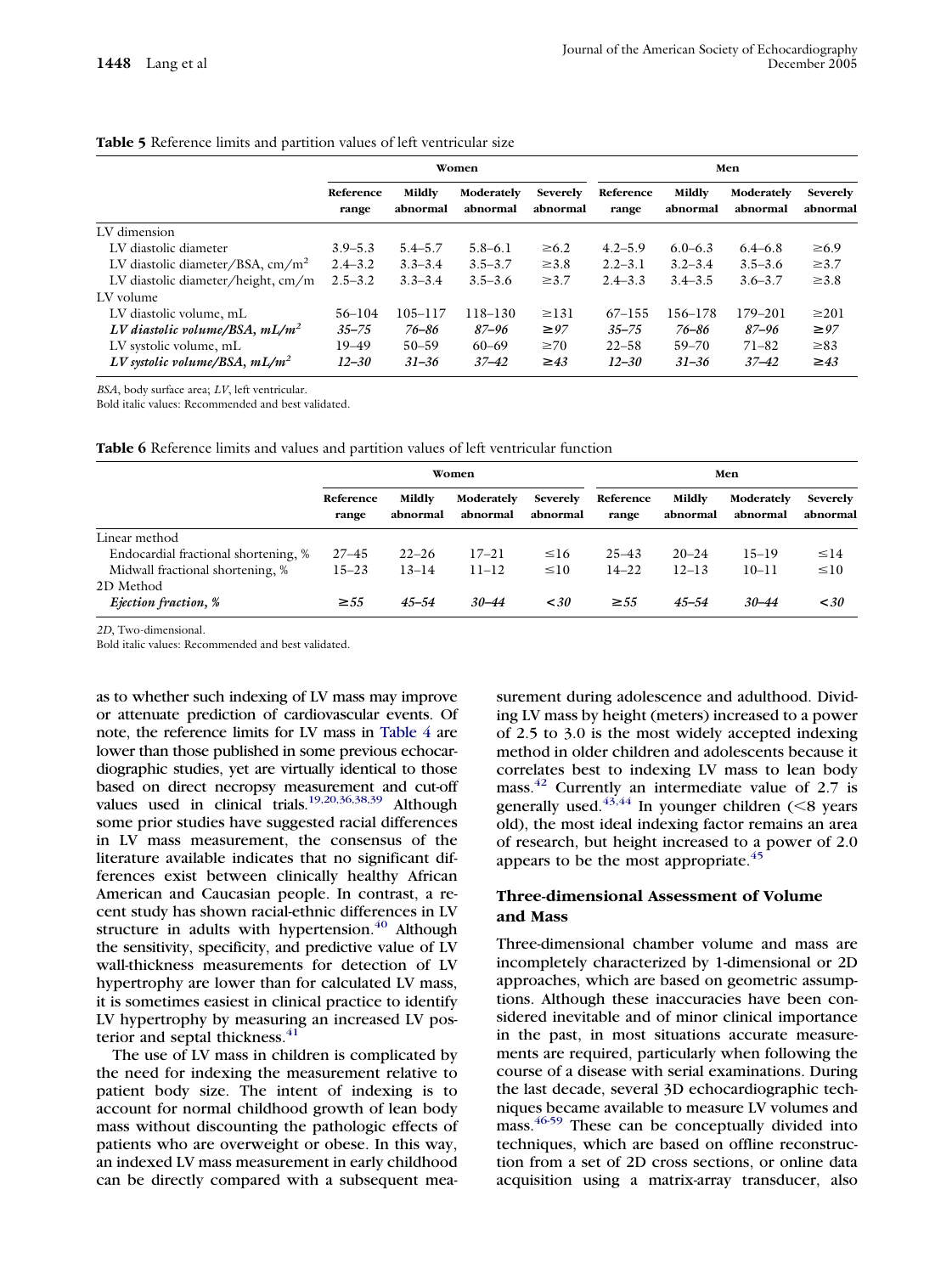**Table 5** Reference limits and partition values of left ventricular size

| | Women | | | | Men | | | |
|---|---|---|---|---|---|---|---|---|
| | Reference range | Mildly abnormal | Moderately abnormal | Severely abnormal | Reference range | Mildly abnormal | Moderately abnormal | Severely abnormal |
| LV dimension | | | | | | | | |
| LV diastolic diameter | 3.9–5.3 | 5.4–5.7 | 5.8–6.1 | ≥6.2 | 4.2–5.9 | 6.0–6.3 | 6.4–6.8 | ≥6.9 |
| LV diastolic diameter/BSA, cm/m$^2$ | 2.4–3.2 | 3.3–3.4 | 3.5–3.7 | ≥3.8 | 2.2–3.1 | 3.2–3.4 | 3.5–3.6 | ≥3.7 |
| LV diastolic diameter/height, cm/m | 2.5–3.2 | 3.3–3.4 | 3.5–3.6 | ≥3.7 | 2.4–3.3 | 3.4–3.5 | 3.6–3.7 | ≥3.8 |
| LV volume | | | | | | | | |
| LV diastolic volume, mL | 56–104 | 105–117 | 118–130 | ≥131 | 67–155 | 156–178 | 179–201 | ≥201 |
| ***LV diastolic volume/BSA, mL/m$^2$*** | ***35–75*** | ***76–86*** | ***87–96*** | ***≥97*** | ***35–75*** | ***76–86*** | ***87–96*** | ***≥97*** |
| LV systolic volume, mL | 19–49 | 50–59 | 60–69 | ≥70 | 22–58 | 59–70 | 71–82 | ≥83 |
| ***LV systolic volume/BSA, mL/m$^2$*** | ***12–30*** | ***31–36*** | ***37–42*** | ***≥43*** | ***12–30*** | ***31–36*** | ***37–42*** | ***≥43*** |

*BSA*, body surface area; *LV*, left ventricular.
Bold italic values: Recommended and best validated.

**Table 6** Reference limits and values and partition values of left ventricular function

| | Women | | | | Men | | | |
|---|---|---|---|---|---|---|---|---|
| | Reference range | Mildly abnormal | Moderately abnormal | Severely abnormal | Reference range | Mildly abnormal | Moderately abnormal | Severely abnormal |
| Linear method | | | | | | | | |
| Endocardial fractional shortening, % | 27–45 | 22–26 | 17–21 | ≤16 | 25–43 | 20–24 | 15–19 | ≤14 |
| Midwall fractional shortening, % | 15–23 | 13–14 | 11–12 | ≤10 | 14–22 | 12–13 | 10–11 | ≤10 |
| 2D Method | | | | | | | | |
| ***Ejection fraction, %*** | ***≥55*** | ***45–54*** | ***30–44*** | ***<30*** | ***≥55*** | ***45–54*** | ***30–44*** | ***<30*** |

*2D*, Two-dimensional.
Bold italic values: Recommended and best validated.

as to whether such indexing of LV mass may improve or attenuate prediction of cardiovascular events. Of note, the reference limits for LV mass in Table 4 are lower than those published in some previous echocardiographic studies, yet are virtually identical to those based on direct necropsy measurement and cut-off values used in clinical trials.[19,20,36,38,39] Although some prior studies have suggested racial differences in LV mass measurement, the consensus of the literature available indicates that no significant differences exist between clinically healthy African American and Caucasian people. In contrast, a recent study has shown racial-ethnic differences in LV structure in adults with hypertension.[40] Although the sensitivity, specificity, and predictive value of LV wall-thickness measurements for detection of LV hypertrophy are lower than for calculated LV mass, it is sometimes easiest in clinical practice to identify LV hypertrophy by measuring an increased LV posterior and septal thickness.[41]

The use of LV mass in children is complicated by the need for indexing the measurement relative to patient body size. The intent of indexing is to account for normal childhood growth of lean body mass without discounting the pathologic effects of patients who are overweight or obese. In this way, an indexed LV mass measurement in early childhood can be directly compared with a subsequent measurement during adolescence and adulthood. Dividing LV mass by height (meters) increased to a power of 2.5 to 3.0 is the most widely accepted indexing method in older children and adolescents because it correlates best to indexing LV mass to lean body mass.[42] Currently an intermediate value of 2.7 is generally used.[43,44] In younger children (<8 years old), the most ideal indexing factor remains an area of research, but height increased to a power of 2.0 appears to be the most appropriate.[45]

### Three-dimensional Assessment of Volume and Mass

Three-dimensional chamber volume and mass are incompletely characterized by 1-dimensional or 2D approaches, which are based on geometric assumptions. Although these inaccuracies have been considered inevitable and of minor clinical importance in the past, in most situations accurate measurements are required, particularly when following the course of a disease with serial examinations. During the last decade, several 3D echocardiographic techniques became available to measure LV volumes and mass.[46-59] These can be conceptually divided into techniques, which are based on offline reconstruction from a set of 2D cross sections, or online data acquisition using a matrix-array transducer, also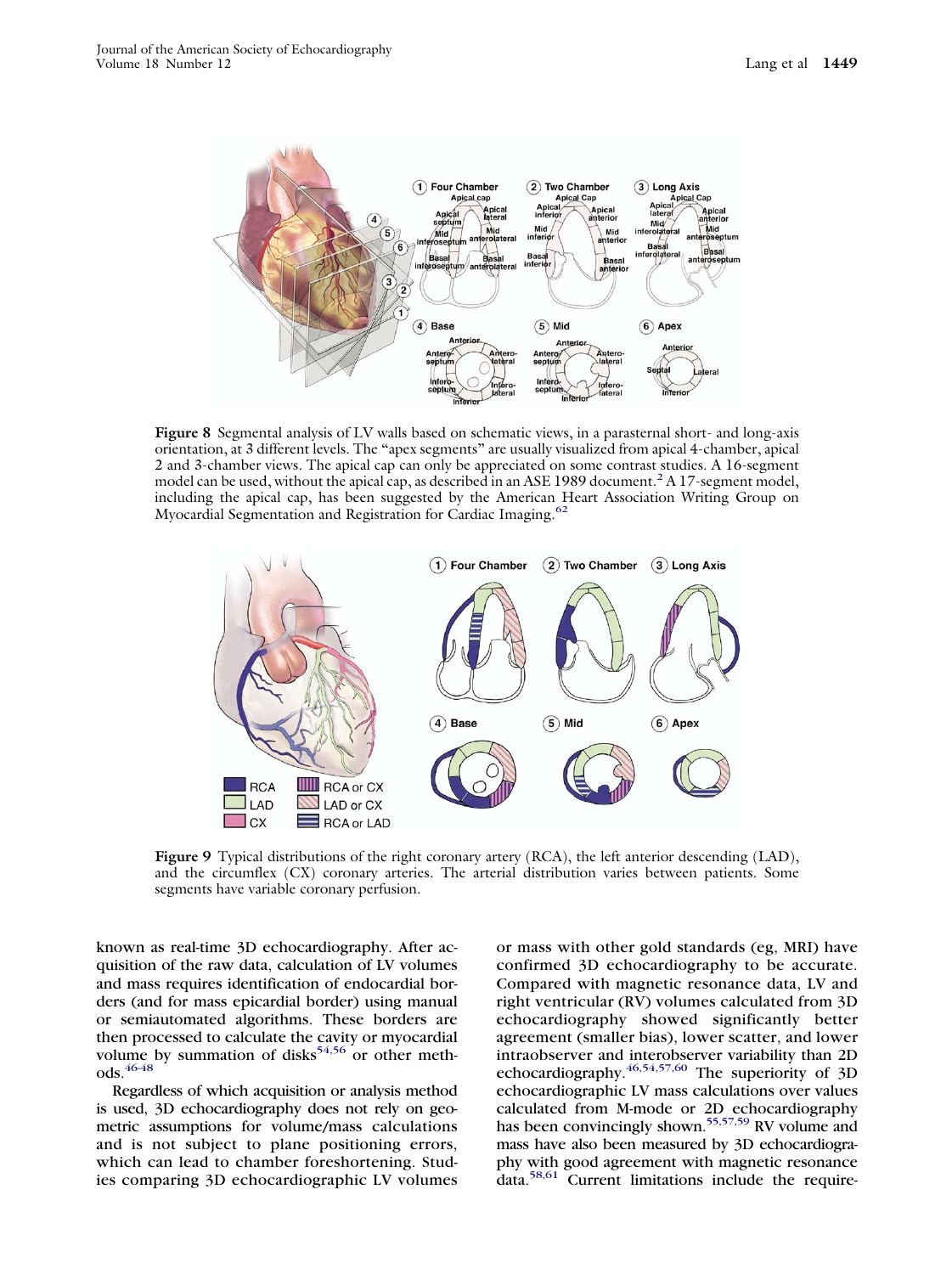**Figure 8** Segmental analysis of LV walls based on schematic views, in a parasternal short- and long-axis orientation, at 3 different levels. The "apex segments" are usually visualized from apical 4-chamber, apical 2 and 3-chamber views. The apical cap can only be appreciated on some contrast studies. A 16-segment model can be used, without the apical cap, as described in an ASE 1989 document.[2] A 17-segment model, including the apical cap, has been suggested by the American Heart Association Writing Group on Myocardial Segmentation and Registration for Cardiac Imaging.[62]

**Figure 9** Typical distributions of the right coronary artery (RCA), the left anterior descending (LAD), and the circumflex (CX) coronary arteries. The arterial distribution varies between patients. Some segments have variable coronary perfusion.

known as real-time 3D echocardiography. After acquisition of the raw data, calculation of LV volumes and mass requires identification of endocardial borders (and for mass epicardial border) using manual or semiautomated algorithms. These borders are then processed to calculate the cavity or myocardial volume by summation of disks[54,56] or other methods.[46-48]

Regardless of which acquisition or analysis method is used, 3D echocardiography does not rely on geometric assumptions for volume/mass calculations and is not subject to plane positioning errors, which can lead to chamber foreshortening. Studies comparing 3D echocardiographic LV volumes or mass with other gold standards (eg, MRI) have confirmed 3D echocardiography to be accurate. Compared with magnetic resonance data, LV and right ventricular (RV) volumes calculated from 3D echocardiography showed significantly better agreement (smaller bias), lower scatter, and lower intraobserver and interobserver variability than 2D echocardiography.[46,54,57,60] The superiority of 3D echocardiographic LV mass calculations over values calculated from M-mode or 2D echocardiography has been convincingly shown.[55,57,59] RV volume and mass have also been measured by 3D echocardiography with good agreement with magnetic resonance data.[58,61] Current limitations include the require-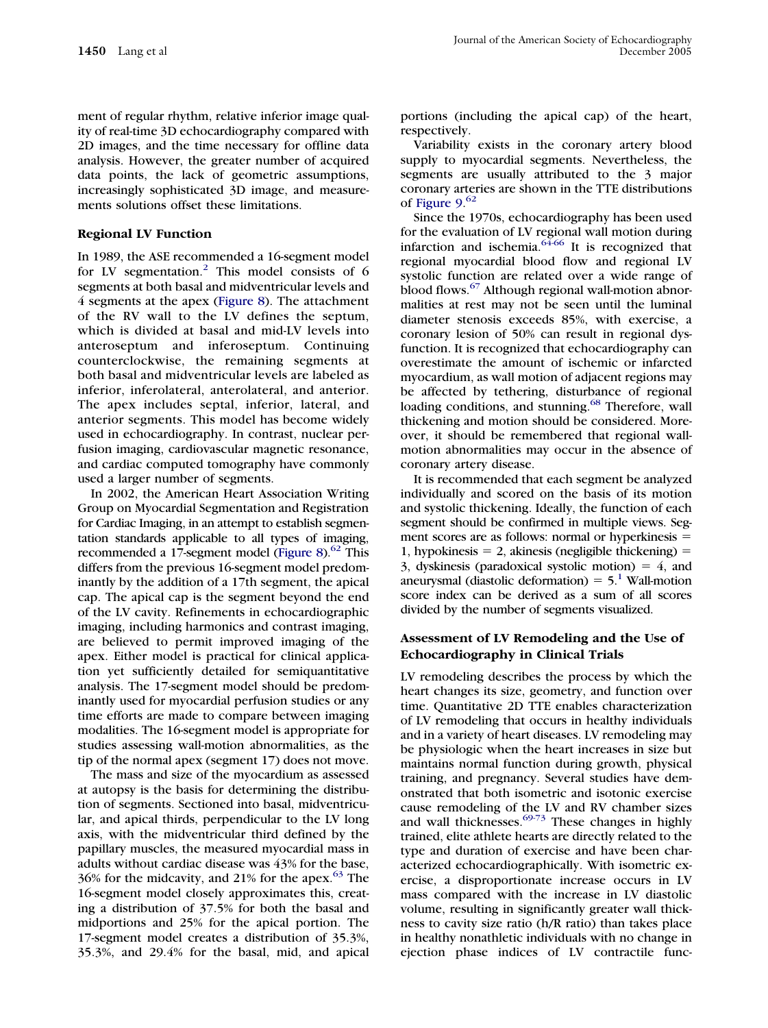ment of regular rhythm, relative inferior image quality of real-time 3D echocardiography compared with 2D images, and the time necessary for offline data analysis. However, the greater number of acquired data points, the lack of geometric assumptions, increasingly sophisticated 3D image, and measurements solutions offset these limitations.

### Regional LV Function

In 1989, the ASE recommended a 16-segment model for LV segmentation.[2] This model consists of 6 segments at both basal and midventricular levels and 4 segments at the apex (Figure 8). The attachment of the RV wall to the LV defines the septum, which is divided at basal and mid-LV levels into anteroseptum and inferoseptum. Continuing counterclockwise, the remaining segments at both basal and midventricular levels are labeled as inferior, inferolateral, anterolateral, and anterior. The apex includes septal, inferior, lateral, and anterior segments. This model has become widely used in echocardiography. In contrast, nuclear perfusion imaging, cardiovascular magnetic resonance, and cardiac computed tomography have commonly used a larger number of segments.

In 2002, the American Heart Association Writing Group on Myocardial Segmentation and Registration for Cardiac Imaging, in an attempt to establish segmentation standards applicable to all types of imaging, recommended a 17-segment model (Figure 8).[62] This differs from the previous 16-segment model predominantly by the addition of a 17th segment, the apical cap. The apical cap is the segment beyond the end of the LV cavity. Refinements in echocardiographic imaging, including harmonics and contrast imaging, are believed to permit improved imaging of the apex. Either model is practical for clinical application yet sufficiently detailed for semiquantitative analysis. The 17-segment model should be predominantly used for myocardial perfusion studies or any time efforts are made to compare between imaging modalities. The 16-segment model is appropriate for studies assessing wall-motion abnormalities, as the tip of the normal apex (segment 17) does not move.

The mass and size of the myocardium as assessed at autopsy is the basis for determining the distribution of segments. Sectioned into basal, midventricular, and apical thirds, perpendicular to the LV long axis, with the midventricular third defined by the papillary muscles, the measured myocardial mass in adults without cardiac disease was 43% for the base, 36% for the midcavity, and 21% for the apex.[63] The 16-segment model closely approximates this, creating a distribution of 37.5% for both the basal and midportions and 25% for the apical portion. The 17-segment model creates a distribution of 35.3%, 35.3%, and 29.4% for the basal, mid, and apical portions (including the apical cap) of the heart, respectively.

Variability exists in the coronary artery blood supply to myocardial segments. Nevertheless, the segments are usually attributed to the 3 major coronary arteries are shown in the TTE distributions of Figure 9.[62]

Since the 1970s, echocardiography has been used for the evaluation of LV regional wall motion during infarction and ischemia.[64-66] It is recognized that regional myocardial blood flow and regional LV systolic function are related over a wide range of blood flows.[67] Although regional wall-motion abnormalities at rest may not be seen until the luminal diameter stenosis exceeds 85%, with exercise, a coronary lesion of 50% can result in regional dysfunction. It is recognized that echocardiography can overestimate the amount of ischemic or infarcted myocardium, as wall motion of adjacent regions may be affected by tethering, disturbance of regional loading conditions, and stunning.[68] Therefore, wall thickening and motion should be considered. Moreover, it should be remembered that regional wall-motion abnormalities may occur in the absence of coronary artery disease.

It is recommended that each segment be analyzed individually and scored on the basis of its motion and systolic thickening. Ideally, the function of each segment should be confirmed in multiple views. Segment scores are as follows: normal or hyperkinesis = 1, hypokinesis = 2, akinesis (negligible thickening) = 3, dyskinesis (paradoxical systolic motion) = 4, and aneurysmal (diastolic deformation) = 5.[1] Wall-motion score index can be derived as a sum of all scores divided by the number of segments visualized.

### Assessment of LV Remodeling and the Use of Echocardiography in Clinical Trials

LV remodeling describes the process by which the heart changes its size, geometry, and function over time. Quantitative 2D TTE enables characterization of LV remodeling that occurs in healthy individuals and in a variety of heart diseases. LV remodeling may be physiologic when the heart increases in size but maintains normal function during growth, physical training, and pregnancy. Several studies have demonstrated that both isometric and isotonic exercise cause remodeling of the LV and RV chamber sizes and wall thicknesses.[69-73] These changes in highly trained, elite athlete hearts are directly related to the type and duration of exercise and have been characterized echocardiographically. With isometric exercise, a disproportionate increase occurs in LV mass compared with the increase in LV diastolic volume, resulting in significantly greater wall thickness to cavity size ratio (h/R ratio) than takes place in healthy nonathletic individuals with no change in ejection phase indices of LV contractile func-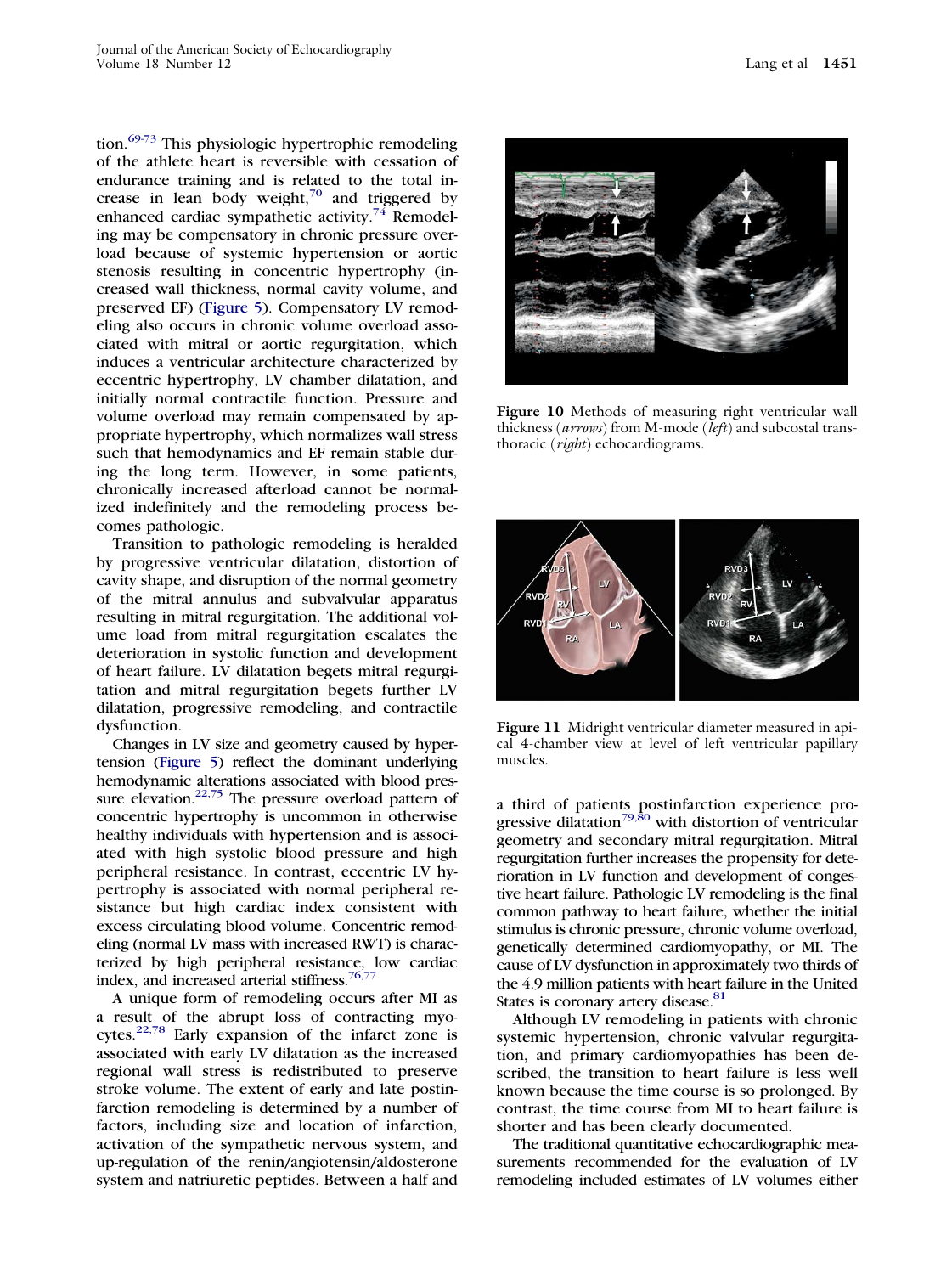tion.[69-73] This physiologic hypertrophic remodeling of the athlete heart is reversible with cessation of endurance training and is related to the total increase in lean body weight,[70] and triggered by enhanced cardiac sympathetic activity.[74] Remodeling may be compensatory in chronic pressure overload because of systemic hypertension or aortic stenosis resulting in concentric hypertrophy (increased wall thickness, normal cavity volume, and preserved EF) (Figure 5). Compensatory LV remodeling also occurs in chronic volume overload associated with mitral or aortic regurgitation, which induces a ventricular architecture characterized by eccentric hypertrophy, LV chamber dilatation, and initially normal contractile function. Pressure and volume overload may remain compensated by appropriate hypertrophy, which normalizes wall stress such that hemodynamics and EF remain stable during the long term. However, in some patients, chronically increased afterload cannot be normalized indefinitely and the remodeling process becomes pathologic.

Transition to pathologic remodeling is heralded by progressive ventricular dilatation, distortion of cavity shape, and disruption of the normal geometry of the mitral annulus and subvalvular apparatus resulting in mitral regurgitation. The additional volume load from mitral regurgitation escalates the deterioration in systolic function and development of heart failure. LV dilatation begets mitral regurgitation and mitral regurgitation begets further LV dilatation, progressive remodeling, and contractile dysfunction.

Changes in LV size and geometry caused by hypertension (Figure 5) reflect the dominant underlying hemodynamic alterations associated with blood pressure elevation.[22,75] The pressure overload pattern of concentric hypertrophy is uncommon in otherwise healthy individuals with hypertension and is associated with high systolic blood pressure and high peripheral resistance. In contrast, eccentric LV hypertrophy is associated with normal peripheral resistance but high cardiac index consistent with excess circulating blood volume. Concentric remodeling (normal LV mass with increased RWT) is characterized by high peripheral resistance, low cardiac index, and increased arterial stiffness.[76,77]

A unique form of remodeling occurs after MI as a result of the abrupt loss of contracting myocytes.[22,78] Early expansion of the infarct zone is associated with early LV dilatation as the increased regional wall stress is redistributed to preserve stroke volume. The extent of early and late postinfarction remodeling is determined by a number of factors, including size and location of infarction, activation of the sympathetic nervous system, and up-regulation of the renin/angiotensin/aldosterone system and natriuretic peptides. Between a half and a third of patients postinfarction experience progressive dilatation[79,80] with distortion of ventricular geometry and secondary mitral regurgitation. Mitral regurgitation further increases the propensity for deterioration in LV function and development of congestive heart failure. Pathologic LV remodeling is the final common pathway to heart failure, whether the initial stimulus is chronic pressure, chronic volume overload, genetically determined cardiomyopathy, or MI. The cause of LV dysfunction in approximately two thirds of the 4.9 million patients with heart failure in the United States is coronary artery disease.[81]

Although LV remodeling in patients with chronic systemic hypertension, chronic valvular regurgitation, and primary cardiomyopathies has been described, the transition to heart failure is less well known because the time course is so prolonged. By contrast, the time course from MI to heart failure is shorter and has been clearly documented.

The traditional quantitative echocardiographic measurements recommended for the evaluation of LV remodeling included estimates of LV volumes either

**Figure 10** Methods of measuring right ventricular wall thickness (*arrows*) from M-mode (*left*) and subcostal transthoracic (*right*) echocardiograms.

**Figure 11** Midright ventricular diameter measured in apical 4-chamber view at level of left ventricular papillary muscles.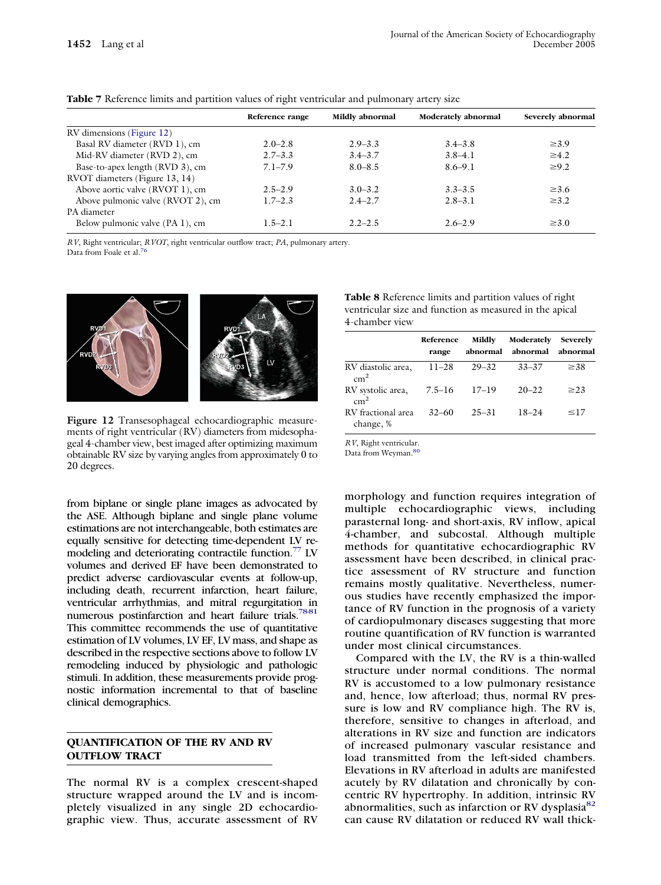**Table 7** Reference limits and partition values of right ventricular and pulmonary artery size

| | Reference range | Mildly abnormal | Moderately abnormal | Severely abnormal |
|---|---|---|---|---|
| RV dimensions (Figure 12) | | | | |
| Basal RV diameter (RVD 1), cm | 2.0–2.8 | 2.9–3.3 | 3.4–3.8 | ≥3.9 |
| Mid-RV diameter (RVD 2), cm | 2.7–3.3 | 3.4–3.7 | 3.8–4.1 | ≥4.2 |
| Base-to-apex length (RVD 3), cm | 7.1–7.9 | 8.0–8.5 | 8.6–9.1 | ≥9.2 |
| RVOT diameters (Figure 13, 14) | | | | |
| Above aortic valve (RVOT 1), cm | 2.5–2.9 | 3.0–3.2 | 3.3–3.5 | ≥3.6 |
| Above pulmonic valve (RVOT 2), cm | 1.7–2.3 | 2.4–2.7 | 2.8–3.1 | ≥3.2 |
| PA diameter | | | | |
| Below pulmonic valve (PA 1), cm | 1.5–2.1 | 2.2–2.5 | 2.6–2.9 | ≥3.0 |

*RV*, Right ventricular; *RVOT*, right ventricular outflow tract; *PA*, pulmonary artery.
Data from Foale et al.[76]

**Figure 12** Transesophageal echocardiographic measurements of right ventricular (RV) diameters from midesophageal 4-chamber view, best imaged after optimizing maximum obtainable RV size by varying angles from approximately 0 to 20 degrees.

**Table 8** Reference limits and partition values of right ventricular size and function as measured in the apical 4-chamber view

| | Reference range | Mildly abnormal | Moderately abnormal | Severely abnormal |
|---|---|---|---|---|
| RV diastolic area, $cm^2$ | 11–28 | 29–32 | 33–37 | ≥38 |
| RV systolic area, $cm^2$ | 7.5–16 | 17–19 | 20–22 | ≥23 |
| RV fractional area change, % | 32–60 | 25–31 | 18–24 | ≤17 |

*RV*, Right ventricular.
Data from Weyman.[80]

from biplane or single plane images as advocated by the ASE. Although biplane and single plane volume estimations are not interchangeable, both estimates are equally sensitive for detecting time-dependent LV remodeling and deteriorating contractile function.[77] LV volumes and derived EF have been demonstrated to predict adverse cardiovascular events at follow-up, including death, recurrent infarction, heart failure, ventricular arrhythmias, and mitral regurgitation in numerous postinfarction and heart failure trials.[78-81] This committee recommends the use of quantitative estimation of LV volumes, LV EF, LV mass, and shape as described in the respective sections above to follow LV remodeling induced by physiologic and pathologic stimuli. In addition, these measurements provide prognostic information incremental to that of baseline clinical demographics.

## QUANTIFICATION OF THE RV AND RV OUTFLOW TRACT

The normal RV is a complex crescent-shaped structure wrapped around the LV and is incompletely visualized in any single 2D echocardiographic view. Thus, accurate assessment of RV morphology and function requires integration of multiple echocardiographic views, including parasternal long- and short-axis, RV inflow, apical 4-chamber, and subcostal. Although multiple methods for quantitative echocardiographic RV assessment have been described, in clinical practice assessment of RV structure and function remains mostly qualitative. Nevertheless, numerous studies have recently emphasized the importance of RV function in the prognosis of a variety of cardiopulmonary diseases suggesting that more routine quantification of RV function is warranted under most clinical circumstances.

Compared with the LV, the RV is a thin-walled structure under normal conditions. The normal RV is accustomed to a low pulmonary resistance and, hence, low afterload; thus, normal RV pressure is low and RV compliance high. The RV is, therefore, sensitive to changes in afterload, and alterations in RV size and function are indicators of increased pulmonary vascular resistance and load transmitted from the left-sided chambers. Elevations in RV afterload in adults are manifested acutely by RV dilatation and chronically by concentric RV hypertrophy. In addition, intrinsic RV abnormalities, such as infarction or RV dysplasia[82] can cause RV dilatation or reduced RV wall thick-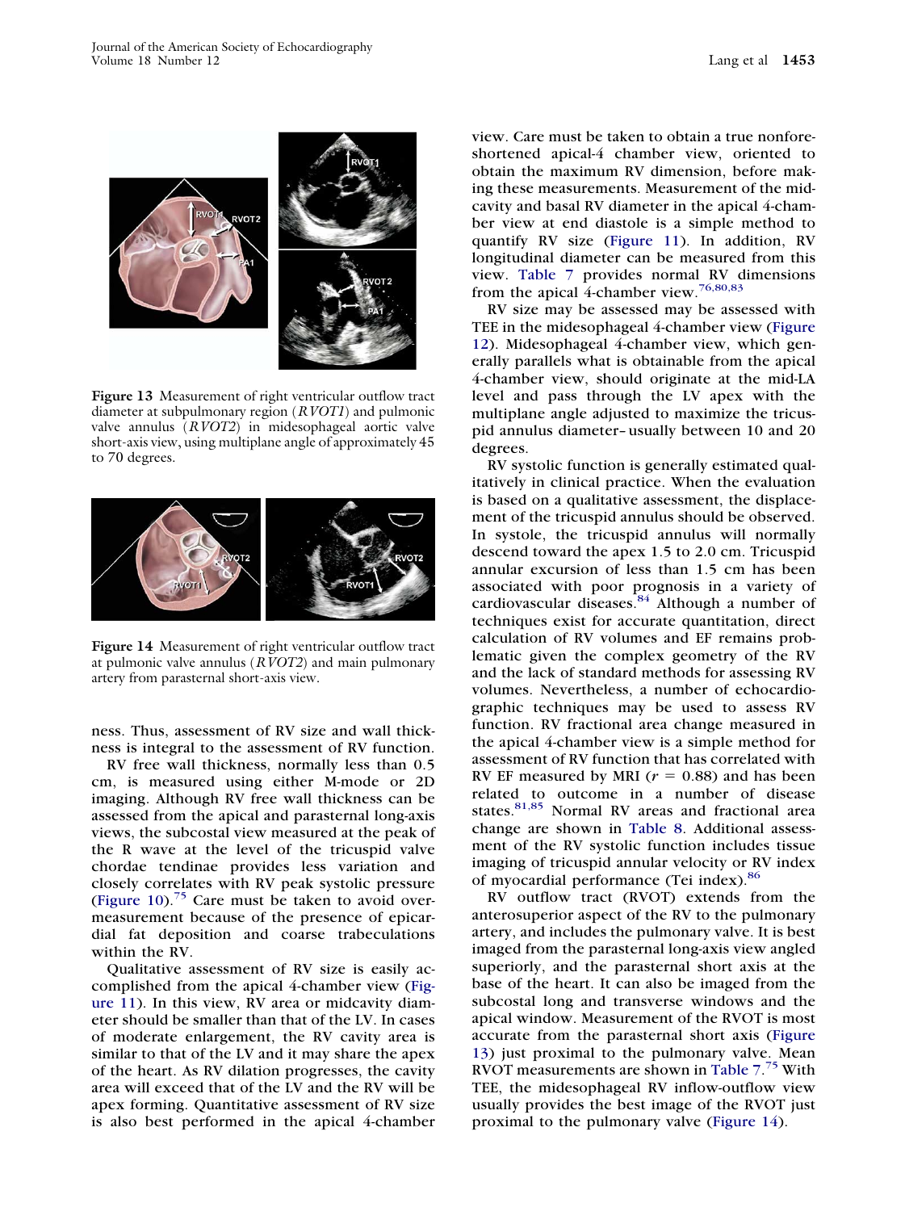Figure 13 Measurement of right ventricular outflow tract diameter at subpulmonary region (*RVOT1*) and pulmonic valve annulus (*RVOT2*) in midesophageal aortic valve short-axis view, using multiplane angle of approximately 45 to 70 degrees.

Figure 14 Measurement of right ventricular outflow tract at pulmonic valve annulus (*RVOT2*) and main pulmonary artery from parasternal short-axis view.

ness. Thus, assessment of RV size and wall thickness is integral to the assessment of RV function.

RV free wall thickness, normally less than 0.5 cm, is measured using either M-mode or 2D imaging. Although RV free wall thickness can be assessed from the apical and parasternal long-axis views, the subcostal view measured at the peak of the R wave at the level of the tricuspid valve chordae tendinae provides less variation and closely correlates with RV peak systolic pressure (Figure 10).[75] Care must be taken to avoid overmeasurement because of the presence of epicardial fat deposition and coarse trabeculations within the RV.

Qualitative assessment of RV size is easily accomplished from the apical 4-chamber view (Figure 11). In this view, RV area or midcavity diameter should be smaller than that of the LV. In cases of moderate enlargement, the RV cavity area is similar to that of the LV and it may share the apex of the heart. As RV dilation progresses, the cavity area will exceed that of the LV and the RV will be apex forming. Quantitative assessment of RV size is also best performed in the apical 4-chamber view. Care must be taken to obtain a true nonforeshortened apical-4 chamber view, oriented to obtain the maximum RV dimension, before making these measurements. Measurement of the midcavity and basal RV diameter in the apical 4-chamber view at end diastole is a simple method to quantify RV size (Figure 11). In addition, RV longitudinal diameter can be measured from this view. Table 7 provides normal RV dimensions from the apical 4-chamber view.[76,80,83]

RV size may be assessed may be assessed with TEE in the midesophageal 4-chamber view (Figure 12). Midesophageal 4-chamber view, which generally parallels what is obtainable from the apical 4-chamber view, should originate at the mid-LA level and pass through the LV apex with the multiplane angle adjusted to maximize the tricuspid annulus diameter– usually between 10 and 20 degrees.

RV systolic function is generally estimated qualitatively in clinical practice. When the evaluation is based on a qualitative assessment, the displacement of the tricuspid annulus should be observed. In systole, the tricuspid annulus will normally descend toward the apex 1.5 to 2.0 cm. Tricuspid annular excursion of less than 1.5 cm has been associated with poor prognosis in a variety of cardiovascular diseases.[84] Although a number of techniques exist for accurate quantitation, direct calculation of RV volumes and EF remains problematic given the complex geometry of the RV and the lack of standard methods for assessing RV volumes. Nevertheless, a number of echocardiographic techniques may be used to assess RV function. RV fractional area change measured in the apical 4-chamber view is a simple method for assessment of RV function that has correlated with RV EF measured by MRI ($r = 0.88$) and has been related to outcome in a number of disease states.[81,85] Normal RV areas and fractional area change are shown in Table 8. Additional assessment of the RV systolic function includes tissue imaging of tricuspid annular velocity or RV index of myocardial performance (Tei index).[86]

RV outflow tract (RVOT) extends from the anterosuperior aspect of the RV to the pulmonary artery, and includes the pulmonary valve. It is best imaged from the parasternal long-axis view angled superiorly, and the parasternal short axis at the base of the heart. It can also be imaged from the subcostal long and transverse windows and the apical window. Measurement of the RVOT is most accurate from the parasternal short axis (Figure 13) just proximal to the pulmonary valve. Mean RVOT measurements are shown in Table 7.[75] With TEE, the midesophageal RV inflow-outflow view usually provides the best image of the RVOT just proximal to the pulmonary valve (Figure 14).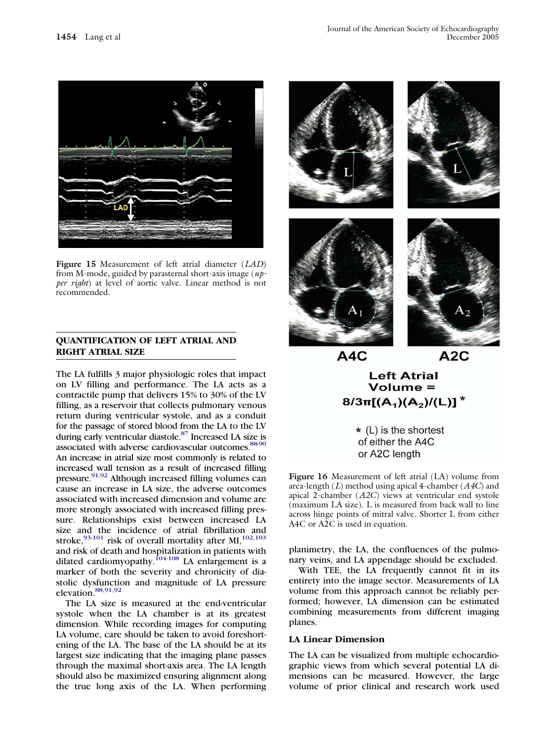Figure 15 Measurement of left atrial diameter (*LAD*) from M-mode, guided by parasternal short-axis image (*upper right*) at level of aortic valve. Linear method is not recommended.

## QUANTIFICATION OF LEFT ATRIAL AND RIGHT ATRIAL SIZE

The LA fulfills 3 major physiologic roles that impact on LV filling and performance. The LA acts as a contractile pump that delivers 15% to 30% of the LV filling, as a reservoir that collects pulmonary venous return during ventricular systole, and as a conduit for the passage of stored blood from the LA to the LV during early ventricular diastole.[87] Increased LA size is associated with adverse cardiovascular outcomes.[88-90] An increase in atrial size most commonly is related to increased wall tension as a result of increased filling pressure.[91,92] Although increased filling volumes can cause an increase in LA size, the adverse outcomes associated with increased dimension and volume are more strongly associated with increased filling pressure. Relationships exist between increased LA size and the incidence of atrial fibrillation and stroke,[93-101] risk of overall mortality after MI,[102,103] and risk of death and hospitalization in patients with dilated cardiomyopathy.[104-108] LA enlargement is a marker of both the severity and chronicity of diastolic dysfunction and magnitude of LA pressure elevation.[88,91,92]

The LA size is measured at the end-ventricular systole when the LA chamber is at its greatest dimension. While recording images for computing LA volume, care should be taken to avoid foreshortening of the LA. The base of the LA should be at its largest size indicating that the imaging plane passes through the maximal short-axis area. The LA length should also be maximized ensuring alignment along the true long axis of the LA. When performing planimetry, the LA, the confluences of the pulmonary veins, and LA appendage should be excluded.

With TEE, the LA frequently cannot fit in its entirety into the image sector. Measurements of LA volume from this approach cannot be reliably performed; however, LA dimension can be estimated combining measurements from different imaging planes.

Figure 16 Measurement of left atrial (LA) volume from area-length (*L*) method using apical 4-chamber (*A4C*) and apical 2-chamber (*A2C*) views at ventricular end systole (maximum LA size). L is measured from back wall to line across hinge points of mitral valve. Shorter L from either A4C or A2C is used in equation.

### LA Linear Dimension

The LA can be visualized from multiple echocardiographic views from which several potential LA dimensions can be measured. However, the large volume of prior clinical and research work used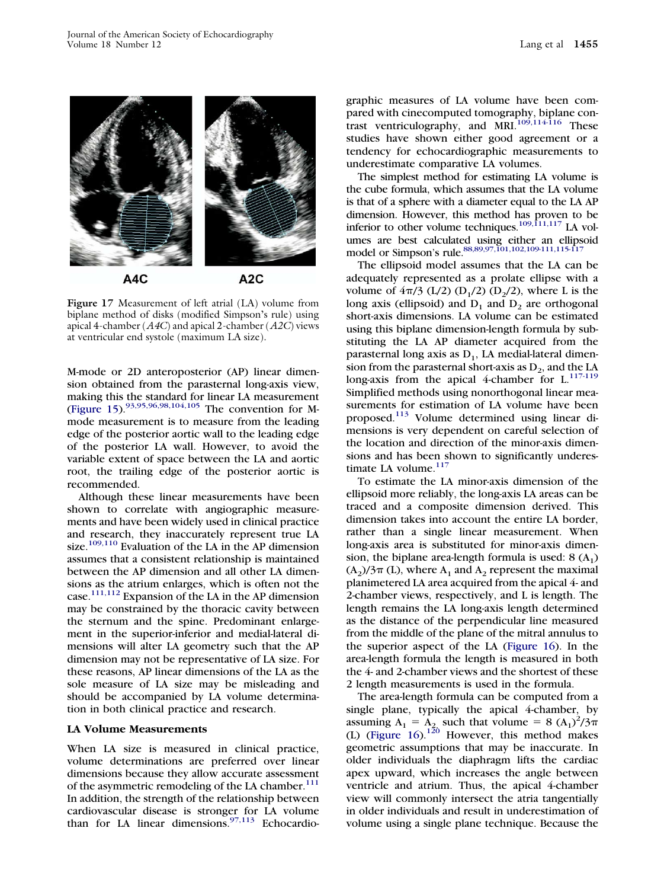Figure 17 Measurement of left atrial (LA) volume from biplane method of disks (modified Simpson's rule) using apical 4-chamber (*A4C*) and apical 2-chamber (*A2C*) views at ventricular end systole (maximum LA size).

M-mode or 2D anteroposterior (AP) linear dimension obtained from the parasternal long-axis view, making this the standard for linear LA measurement (Figure 15).[93,95,96,98,104,105] The convention for M-mode measurement is to measure from the leading edge of the posterior aortic wall to the leading edge of the posterior LA wall. However, to avoid the variable extent of space between the LA and aortic root, the trailing edge of the posterior aortic is recommended.

Although these linear measurements have been shown to correlate with angiographic measurements and have been widely used in clinical practice and research, they inaccurately represent true LA size.[109,110] Evaluation of the LA in the AP dimension assumes that a consistent relationship is maintained between the AP dimension and all other LA dimensions as the atrium enlarges, which is often not the case.[111,112] Expansion of the LA in the AP dimension may be constrained by the thoracic cavity between the sternum and the spine. Predominant enlargement in the superior-inferior and medial-lateral dimensions will alter LA geometry such that the AP dimension may not be representative of LA size. For these reasons, AP linear dimensions of the LA as the sole measure of LA size may be misleading and should be accompanied by LA volume determination in both clinical practice and research.

### LA Volume Measurements

When LA size is measured in clinical practice, volume determinations are preferred over linear dimensions because they allow accurate assessment of the asymmetric remodeling of the LA chamber.[111] In addition, the strength of the relationship between cardiovascular disease is stronger for LA volume than for LA linear dimensions.[97,113] Echocardiographic measures of LA volume have been compared with cinecomputed tomography, biplane contrast ventriculography, and MRI.[109,114-116] These studies have shown either good agreement or a tendency for echocardiographic measurements to underestimate comparative LA volumes.

The simplest method for estimating LA volume is the cube formula, which assumes that the LA volume is that of a sphere with a diameter equal to the LA AP dimension. However, this method has proven to be inferior to other volume techniques.[109,111,117] LA volumes are best calculated using either an ellipsoid model or Simpson's rule.[88,89,97,101,102,109-111,115-117]

The ellipsoid model assumes that the LA can be adequately represented as a prolate ellipse with a volume of $4\pi/3\ (L/2)\ (D_1/2)\ (D_2/2)$, where L is the long axis (ellipsoid) and $D_1$ and $D_2$ are orthogonal short-axis dimensions. LA volume can be estimated using this biplane dimension-length formula by substituting the LA AP diameter acquired from the parasternal long axis as $D_1$, LA medial-lateral dimension from the parasternal short-axis as $D_2$, and the LA long-axis from the apical 4-chamber for L.[117-119] Simplified methods using nonorthogonal linear measurements for estimation of LA volume have been proposed.[113] Volume determined using linear dimensions is very dependent on careful selection of the location and direction of the minor-axis dimensions and has been shown to significantly underestimate LA volume.[117]

To estimate the LA minor-axis dimension of the ellipsoid more reliably, the long-axis LA areas can be traced and a composite dimension derived. This dimension takes into account the entire LA border, rather than a single linear measurement. When long-axis area is substituted for minor-axis dimension, the biplane area-length formula is used: $8\ (A_1)\ (A_2)/3\pi\ (L)$, where $A_1$ and $A_2$ represent the maximal planimetered LA area acquired from the apical 4- and 2-chamber views, respectively, and L is length. The length remains the LA long-axis length determined as the distance of the perpendicular line measured from the middle of the plane of the mitral annulus to the superior aspect of the LA (Figure 16). In the area-length formula the length is measured in both the 4- and 2-chamber views and the shortest of these 2 length measurements is used in the formula.

The area-length formula can be computed from a single plane, typically the apical 4-chamber, by assuming $A_1 = A_2$ such that volume $= 8\ (A_1)^2/3\pi\ (L)$ (Figure 16).[120] However, this method makes geometric assumptions that may be inaccurate. In older individuals the diaphragm lifts the cardiac apex upward, which increases the angle between ventricle and atrium. Thus, the apical 4-chamber view will commonly intersect the atria tangentially in older individuals and result in underestimation of volume using a single plane technique. Because the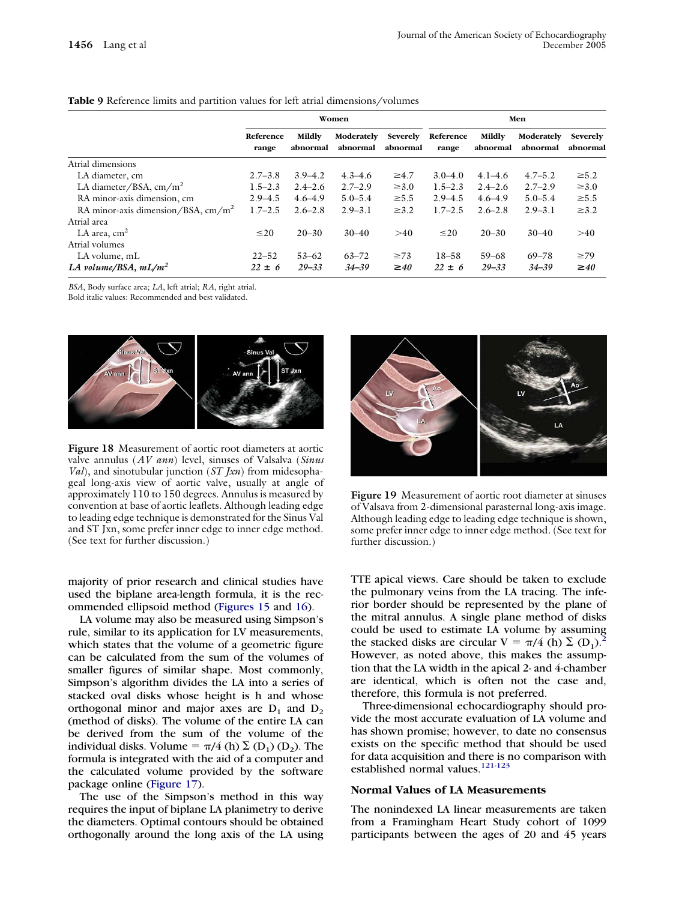**Table 9** Reference limits and partition values for left atrial dimensions/volumes

| | Women | | | | Men | | | |
|---|---|---|---|---|---|---|---|---|
| | Reference range | Mildly abnormal | Moderately abnormal | Severely abnormal | Reference range | Mildly abnormal | Moderately abnormal | Severely abnormal |
| Atrial dimensions | | | | | | | | |
| LA diameter, cm | 2.7–3.8 | 3.9–4.2 | 4.3–4.6 | ≥4.7 | 3.0–4.0 | 4.1–4.6 | 4.7–5.2 | ≥5.2 |
| LA diameter/BSA, cm/m$^2$ | 1.5–2.3 | 2.4–2.6 | 2.7–2.9 | ≥3.0 | 1.5–2.3 | 2.4–2.6 | 2.7–2.9 | ≥3.0 |
| RA minor-axis dimension, cm | 2.9–4.5 | 4.6–4.9 | 5.0–5.4 | ≥5.5 | 2.9–4.5 | 4.6–4.9 | 5.0–5.4 | ≥5.5 |
| RA minor-axis dimension/BSA, cm/m$^2$ | 1.7–2.5 | 2.6–2.8 | 2.9–3.1 | ≥3.2 | 1.7–2.5 | 2.6–2.8 | 2.9–3.1 | ≥3.2 |
| Atrial area | | | | | | | | |
| LA area, cm$^2$ | ≤20 | 20–30 | 30–40 | >40 | ≤20 | 20–30 | 30–40 | >40 |
| Atrial volumes | | | | | | | | |
| LA volume, mL | 22–52 | 53–62 | 63–72 | ≥73 | 18–58 | 59–68 | 69–78 | ≥79 |
| ***LA volume/BSA, mL/m$^2$*** | ***22 ± 6*** | ***29–33*** | ***34–39*** | ***≥40*** | ***22 ± 6*** | ***29–33*** | ***34–39*** | ***≥40*** |

*BSA*, Body surface area; *LA*, left atrial; *RA*, right atrial.
Bold italic values: Recommended and best validated.

**Figure 18** Measurement of aortic root diameters at aortic valve annulus (*AV ann*) level, sinuses of Valsalva (*Sinus Val*), and sinotubular junction (*ST Jxn*) from midesophageal long-axis view of aortic valve, usually at angle of approximately 110 to 150 degrees. Annulus is measured by convention at base of aortic leaflets. Although leading edge to leading edge technique is demonstrated for the Sinus Val and ST Jxn, some prefer inner edge to inner edge method. (See text for further discussion.)

**Figure 19** Measurement of aortic root diameter at sinuses of Valsava from 2-dimensional parasternal long-axis image. Although leading edge to leading edge technique is shown, some prefer inner edge to inner edge method. (See text for further discussion.)

majority of prior research and clinical studies have used the biplane area-length formula, it is the recommended ellipsoid method (Figures 15 and 16).

LA volume may also be measured using Simpson's rule, similar to its application for LV measurements, which states that the volume of a geometric figure can be calculated from the sum of the volumes of smaller figures of similar shape. Most commonly, Simpson's algorithm divides the LA into a series of stacked oval disks whose height is h and whose orthogonal minor and major axes are $D_1$ and $D_2$ (method of disks). The volume of the entire LA can be derived from the sum of the volume of the individual disks. Volume $= \pi/4\,(h)\,\Sigma\,(D_1)\,(D_2)$. The formula is integrated with the aid of a computer and the calculated volume provided by the software package online (Figure 17).

The use of the Simpson's method in this way requires the input of biplane LA planimetry to derive the diameters. Optimal contours should be obtained orthogonally around the long axis of the LA using TTE apical views. Care should be taken to exclude the pulmonary veins from the LA tracing. The inferior border should be represented by the plane of the mitral annulus. A single plane method of disks could be used to estimate LA volume by assuming the stacked disks are circular $V = \pi/4\,(h)\,\Sigma\,(D_1)$.[2] However, as noted above, this makes the assumption that the LA width in the apical 2- and 4-chamber are identical, which is often not the case and, therefore, this formula is not preferred.

Three-dimensional echocardiography should provide the most accurate evaluation of LA volume and has shown promise; however, to date no consensus exists on the specific method that should be used for data acquisition and there is no comparison with established normal values.[121-123]

### Normal Values of LA Measurements

The nonindexed LA linear measurements are taken from a Framingham Heart Study cohort of 1099 participants between the ages of 20 and 45 years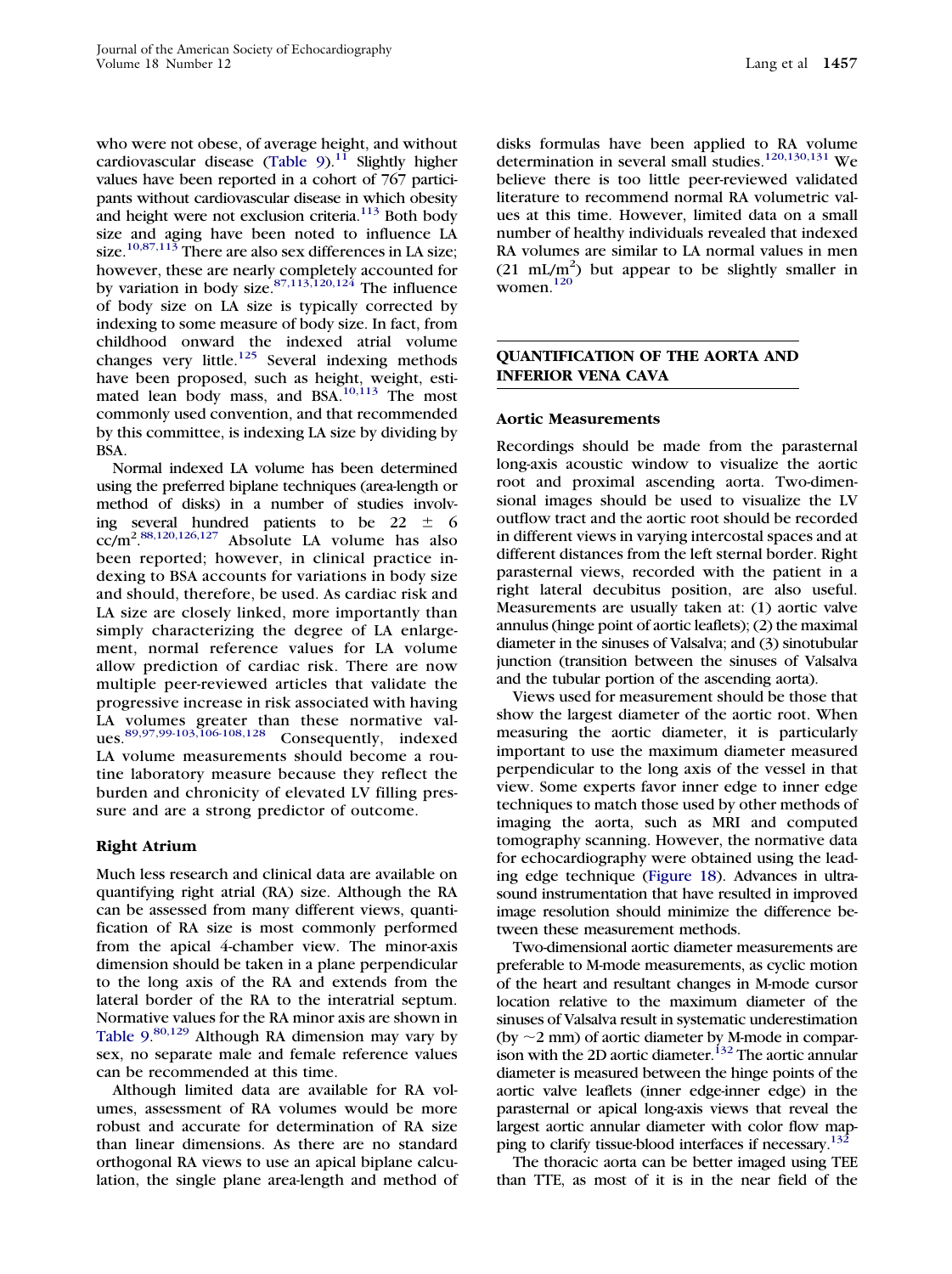who were not obese, of average height, and without cardiovascular disease (Table 9).[11] Slightly higher values have been reported in a cohort of 767 participants without cardiovascular disease in which obesity and height were not exclusion criteria.[113] Both body size and aging have been noted to influence LA size.[10,87,113] There are also sex differences in LA size; however, these are nearly completely accounted for by variation in body size.[87,113,120,124] The influence of body size on LA size is typically corrected by indexing to some measure of body size. In fact, from childhood onward the indexed atrial volume changes very little.[125] Several indexing methods have been proposed, such as height, weight, estimated lean body mass, and BSA.[10,113] The most commonly used convention, and that recommended by this committee, is indexing LA size by dividing by BSA.

Normal indexed LA volume has been determined using the preferred biplane techniques (area-length or method of disks) in a number of studies involving several hundred patients to be $22 \pm 6$ $cc/m^2$.[88,120,126,127] Absolute LA volume has also been reported; however, in clinical practice indexing to BSA accounts for variations in body size and should, therefore, be used. As cardiac risk and LA size are closely linked, more importantly than simply characterizing the degree of LA enlargement, normal reference values for LA volume allow prediction of cardiac risk. There are now multiple peer-reviewed articles that validate the progressive increase in risk associated with having LA volumes greater than these normative values.[89,97,99-103,106-108,128] Consequently, indexed LA volume measurements should become a routine laboratory measure because they reflect the burden and chronicity of elevated LV filling pressure and are a strong predictor of outcome.

### Right Atrium

Much less research and clinical data are available on quantifying right atrial (RA) size. Although the RA can be assessed from many different views, quantification of RA size is most commonly performed from the apical 4-chamber view. The minor-axis dimension should be taken in a plane perpendicular to the long axis of the RA and extends from the lateral border of the RA to the interatrial septum. Normative values for the RA minor axis are shown in Table 9.[80,129] Although RA dimension may vary by sex, no separate male and female reference values can be recommended at this time.

Although limited data are available for RA volumes, assessment of RA volumes would be more robust and accurate for determination of RA size than linear dimensions. As there are no standard orthogonal RA views to use an apical biplane calculation, the single plane area-length and method of disks formulas have been applied to RA volume determination in several small studies.[120,130,131] We believe there is too little peer-reviewed validated literature to recommend normal RA volumetric values at this time. However, limited data on a small number of healthy individuals revealed that indexed RA volumes are similar to LA normal values in men ($21\ mL/m^2$) but appear to be slightly smaller in women.[120]

## QUANTIFICATION OF THE AORTA AND INFERIOR VENA CAVA

### Aortic Measurements

Recordings should be made from the parasternal long-axis acoustic window to visualize the aortic root and proximal ascending aorta. Two-dimensional images should be used to visualize the LV outflow tract and the aortic root should be recorded in different views in varying intercostal spaces and at different distances from the left sternal border. Right parasternal views, recorded with the patient in a right lateral decubitus position, are also useful. Measurements are usually taken at: (1) aortic valve annulus (hinge point of aortic leaflets); (2) the maximal diameter in the sinuses of Valsalva; and (3) sinotubular junction (transition between the sinuses of Valsalva and the tubular portion of the ascending aorta).

Views used for measurement should be those that show the largest diameter of the aortic root. When measuring the aortic diameter, it is particularly important to use the maximum diameter measured perpendicular to the long axis of the vessel in that view. Some experts favor inner edge to inner edge techniques to match those used by other methods of imaging the aorta, such as MRI and computed tomography scanning. However, the normative data for echocardiography were obtained using the leading edge technique (Figure 18). Advances in ultrasound instrumentation that have resulted in improved image resolution should minimize the difference between these measurement methods.

Two-dimensional aortic diameter measurements are preferable to M-mode measurements, as cyclic motion of the heart and resultant changes in M-mode cursor location relative to the maximum diameter of the sinuses of Valsalva result in systematic underestimation (by ~2 mm) of aortic diameter by M-mode in comparison with the 2D aortic diameter.[132] The aortic annular diameter is measured between the hinge points of the aortic valve leaflets (inner edge-inner edge) in the parasternal or apical long-axis views that reveal the largest aortic annular diameter with color flow mapping to clarify tissue-blood interfaces if necessary.[132]

The thoracic aorta can be better imaged using TEE than TTE, as most of it is in the near field of the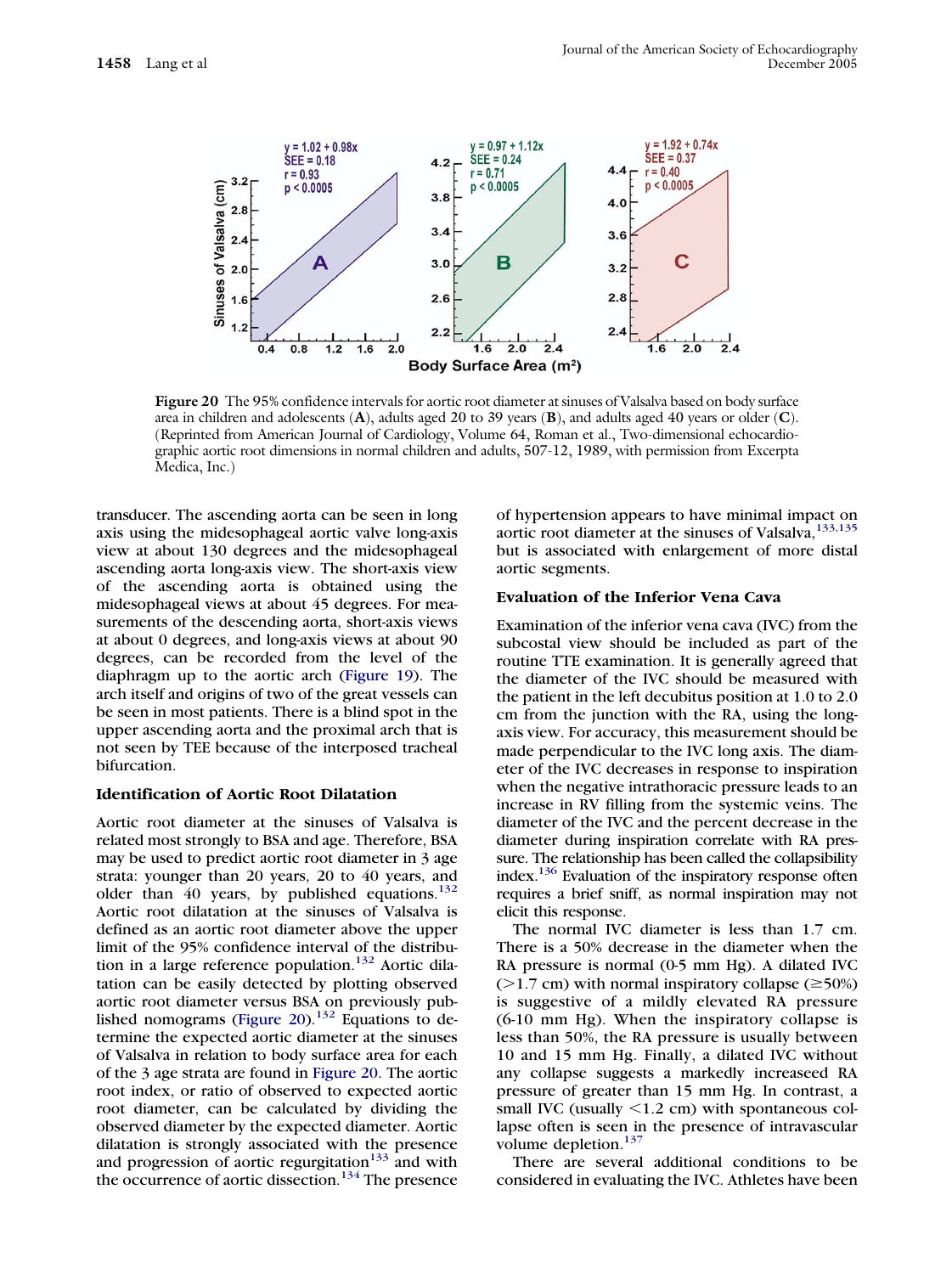Figure 20 The 95% confidence intervals for aortic root diameter at sinuses of Valsalva based on body surface area in children and adolescents (**A**), adults aged 20 to 39 years (**B**), and adults aged 40 years or older (**C**). (Reprinted from American Journal of Cardiology, Volume 64, Roman et al., Two-dimensional echocardiographic aortic root dimensions in normal children and adults, 507-12, 1989, with permission from Excerpta Medica, Inc.)

transducer. The ascending aorta can be seen in long axis using the midesophageal aortic valve long-axis view at about 130 degrees and the midesophageal ascending aorta long-axis view. The short-axis view of the ascending aorta is obtained using the midesophageal views at about 45 degrees. For measurements of the descending aorta, short-axis views at about 0 degrees, and long-axis views at about 90 degrees, can be recorded from the level of the diaphragm up to the aortic arch (Figure 19). The arch itself and origins of two of the great vessels can be seen in most patients. There is a blind spot in the upper ascending aorta and the proximal arch that is not seen by TEE because of the interposed tracheal bifurcation.

### Identification of Aortic Root Dilatation

Aortic root diameter at the sinuses of Valsalva is related most strongly to BSA and age. Therefore, BSA may be used to predict aortic root diameter in 3 age strata: younger than 20 years, 20 to 40 years, and older than 40 years, by published equations.[132] Aortic root dilatation at the sinuses of Valsalva is defined as an aortic root diameter above the upper limit of the 95% confidence interval of the distribution in a large reference population.[132] Aortic dilatation can be easily detected by plotting observed aortic root diameter versus BSA on previously published nomograms (Figure 20).[132] Equations to determine the expected aortic diameter at the sinuses of Valsalva in relation to body surface area for each of the 3 age strata are found in Figure 20. The aortic root index, or ratio of observed to expected aortic root diameter, can be calculated by dividing the observed diameter by the expected diameter. Aortic dilatation is strongly associated with the presence and progression of aortic regurgitation[133] and with the occurrence of aortic dissection.[134] The presence of hypertension appears to have minimal impact on aortic root diameter at the sinuses of Valsalva,[133,135] but is associated with enlargement of more distal aortic segments.

### Evaluation of the Inferior Vena Cava

Examination of the inferior vena cava (IVC) from the subcostal view should be included as part of the routine TTE examination. It is generally agreed that the diameter of the IVC should be measured with the patient in the left decubitus position at 1.0 to 2.0 cm from the junction with the RA, using the long-axis view. For accuracy, this measurement should be made perpendicular to the IVC long axis. The diameter of the IVC decreases in response to inspiration when the negative intrathoracic pressure leads to an increase in RV filling from the systemic veins. The diameter of the IVC and the percent decrease in the diameter during inspiration correlate with RA pressure. The relationship has been called the collapsibility index.[136] Evaluation of the inspiratory response often requires a brief sniff, as normal inspiration may not elicit this response.

The normal IVC diameter is less than 1.7 cm. There is a 50% decrease in the diameter when the RA pressure is normal (0-5 mm Hg). A dilated IVC (>1.7 cm) with normal inspiratory collapse (≥50%) is suggestive of a mildly elevated RA pressure (6-10 mm Hg). When the inspiratory collapse is less than 50%, the RA pressure is usually between 10 and 15 mm Hg. Finally, a dilated IVC without any collapse suggests a markedly increased RA pressure of greater than 15 mm Hg. In contrast, a small IVC (usually <1.2 cm) with spontaneous collapse often is seen in the presence of intravascular volume depletion.[137]

There are several additional conditions to be considered in evaluating the IVC. Athletes have been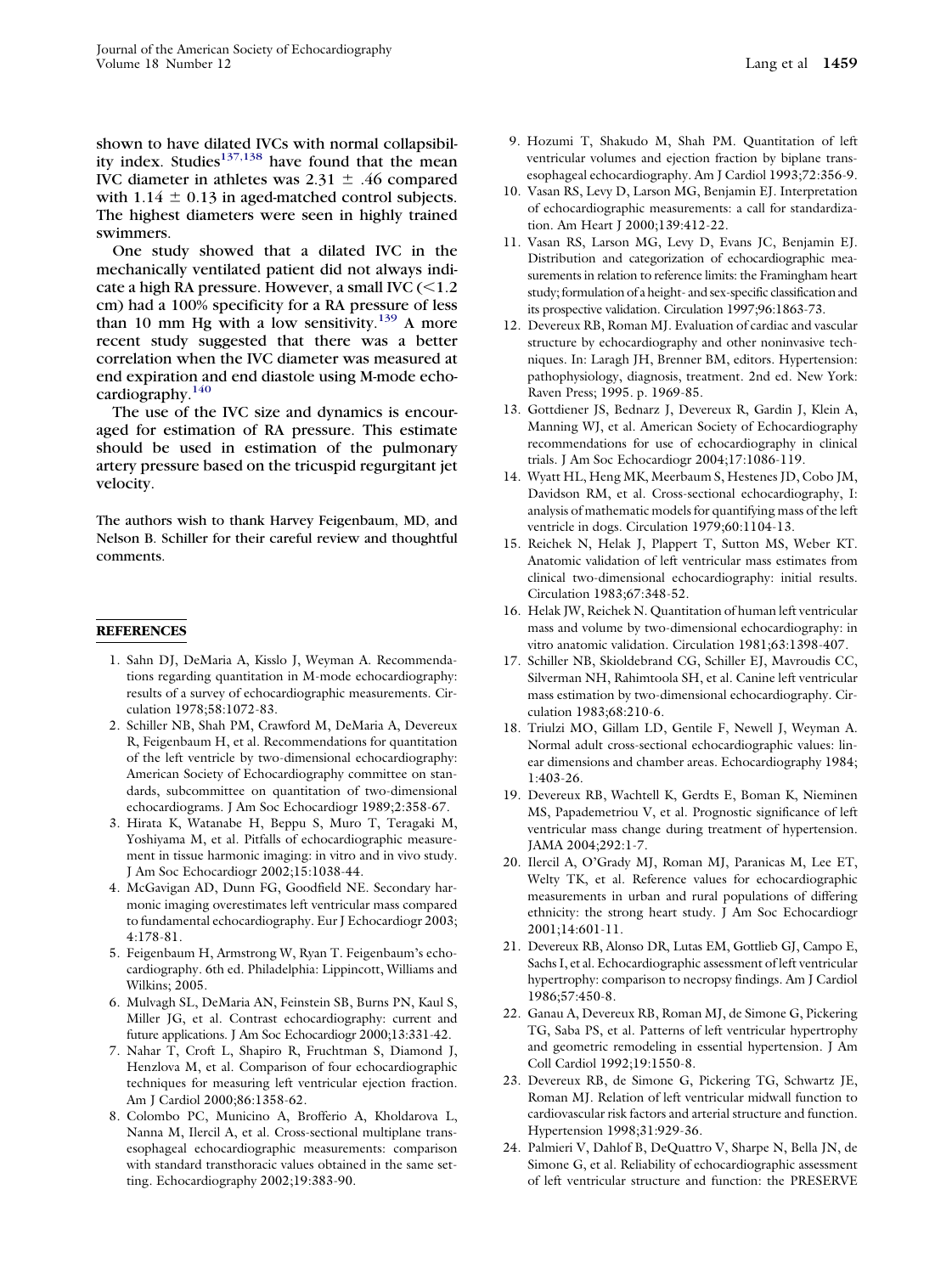shown to have dilated IVCs with normal collapsibility index. Studies[137,138] have found that the mean IVC diameter in athletes was 2.31 ± .46 compared with 1.14 ± 0.13 in aged-matched control subjects. The highest diameters were seen in highly trained swimmers.

One study showed that a dilated IVC in the mechanically ventilated patient did not always indicate a high RA pressure. However, a small IVC (<1.2 cm) had a 100% specificity for a RA pressure of less than 10 mm Hg with a low sensitivity.[139] A more recent study suggested that there was a better correlation when the IVC diameter was measured at end expiration and end diastole using M-mode echocardiography.[140]

The use of the IVC size and dynamics is encouraged for estimation of RA pressure. This estimate should be used in estimation of the pulmonary artery pressure based on the tricuspid regurgitant jet velocity.

The authors wish to thank Harvey Feigenbaum, MD, and Nelson B. Schiller for their careful review and thoughtful comments.

## REFERENCES

1. Sahn DJ, DeMaria A, Kisslo J, Weyman A. Recommendations regarding quantitation in M-mode echocardiography: results of a survey of echocardiographic measurements. Circulation 1978;58:1072-83.
2. Schiller NB, Shah PM, Crawford M, DeMaria A, Devereux R, Feigenbaum H, et al. Recommendations for quantitation of the left ventricle by two-dimensional echocardiography: American Society of Echocardiography committee on standards, subcommittee on quantitation of two-dimensional echocardiograms. J Am Soc Echocardiogr 1989;2:358-67.
3. Hirata K, Watanabe H, Beppu S, Muro T, Teragaki M, Yoshiyama M, et al. Pitfalls of echocardiographic measurement in tissue harmonic imaging: in vitro and in vivo study. J Am Soc Echocardiogr 2002;15:1038-44.
4. McGavigan AD, Dunn FG, Goodfield NE. Secondary harmonic imaging overestimates left ventricular mass compared to fundamental echocardiography. Eur J Echocardiogr 2003;4:178-81.
5. Feigenbaum H, Armstrong W, Ryan T. Feigenbaum's echocardiography. 6th ed. Philadelphia: Lippincott, Williams and Wilkins; 2005.
6. Mulvagh SL, DeMaria AN, Feinstein SB, Burns PN, Kaul S, Miller JG, et al. Contrast echocardiography: current and future applications. J Am Soc Echocardiogr 2000;13:331-42.
7. Nahar T, Croft L, Shapiro R, Fruchtman S, Diamond J, Henzlova M, et al. Comparison of four echocardiographic techniques for measuring left ventricular ejection fraction. Am J Cardiol 2000;86:1358-62.
8. Colombo PC, Municino A, Brofferio A, Kholdarova L, Nanna M, Ilercil A, et al. Cross-sectional multiplane transesophageal echocardiographic measurements: comparison with standard transthoracic values obtained in the same setting. Echocardiography 2002;19:383-90.
9. Hozumi T, Shakudo M, Shah PM. Quantitation of left ventricular volumes and ejection fraction by biplane transesophageal echocardiography. Am J Cardiol 1993;72:356-9.
10. Vasan RS, Levy D, Larson MG, Benjamin EJ. Interpretation of echocardiographic measurements: a call for standardization. Am Heart J 2000;139:412-22.
11. Vasan RS, Larson MG, Levy D, Evans JC, Benjamin EJ. Distribution and categorization of echocardiographic measurements in relation to reference limits: the Framingham heart study; formulation of a height- and sex-specific classification and its prospective validation. Circulation 1997;96:1863-73.
12. Devereux RB, Roman MJ. Evaluation of cardiac and vascular structure by echocardiography and other noninvasive techniques. In: Laragh JH, Brenner BM, editors. Hypertension: pathophysiology, diagnosis, treatment. 2nd ed. New York: Raven Press; 1995. p. 1969-85.
13. Gottdiener JS, Bednarz J, Devereux R, Gardin J, Klein A, Manning WJ, et al. American Society of Echocardiography recommendations for use of echocardiography in clinical trials. J Am Soc Echocardiogr 2004;17:1086-119.
14. Wyatt HL, Heng MK, Meerbaum S, Hestenes JD, Cobo JM, Davidson RM, et al. Cross-sectional echocardiography, I: analysis of mathematic models for quantifying mass of the left ventricle in dogs. Circulation 1979;60:1104-13.
15. Reichek N, Helak J, Plappert T, Sutton MS, Weber KT. Anatomic validation of left ventricular mass estimates from clinical two-dimensional echocardiography: initial results. Circulation 1983;67:348-52.
16. Helak JW, Reichek N. Quantitation of human left ventricular mass and volume by two-dimensional echocardiography: in vitro anatomic validation. Circulation 1981;63:1398-407.
17. Schiller NB, Skioldebrand CG, Schiller EJ, Mavroudis CC, Silverman NH, Rahimtoola SH, et al. Canine left ventricular mass estimation by two-dimensional echocardiography. Circulation 1983;68:210-6.
18. Triulzi MO, Gillam LD, Gentile F, Newell J, Weyman A. Normal adult cross-sectional echocardiographic values: linear dimensions and chamber areas. Echocardiography 1984;1:403-26.
19. Devereux RB, Wachtell K, Gerdts E, Boman K, Nieminen MS, Papademetriou V, et al. Prognostic significance of left ventricular mass change during treatment of hypertension. JAMA 2004;292:1-7.
20. Ilercil A, O'Grady MJ, Roman MJ, Paranicas M, Lee ET, Welty TK, et al. Reference values for echocardiographic measurements in urban and rural populations of differing ethnicity: the strong heart study. J Am Soc Echocardiogr 2001;14:601-11.
21. Devereux RB, Alonso DR, Lutas EM, Gottlieb GJ, Campo E, Sachs I, et al. Echocardiographic assessment of left ventricular hypertrophy: comparison to necropsy findings. Am J Cardiol 1986;57:450-8.
22. Ganau A, Devereux RB, Roman MJ, de Simone G, Pickering TG, Saba PS, et al. Patterns of left ventricular hypertrophy and geometric remodeling in essential hypertension. J Am Coll Cardiol 1992;19:1550-8.
23. Devereux RB, de Simone G, Pickering TG, Schwartz JE, Roman MJ. Relation of left ventricular midwall function to cardiovascular risk factors and arterial structure and function. Hypertension 1998;31:929-36.
24. Palmieri V, Dahlof B, DeQuattro V, Sharpe N, Bella JN, de Simone G, et al. Reliability of echocardiographic assessment of left ventricular structure and function: the PRESERVE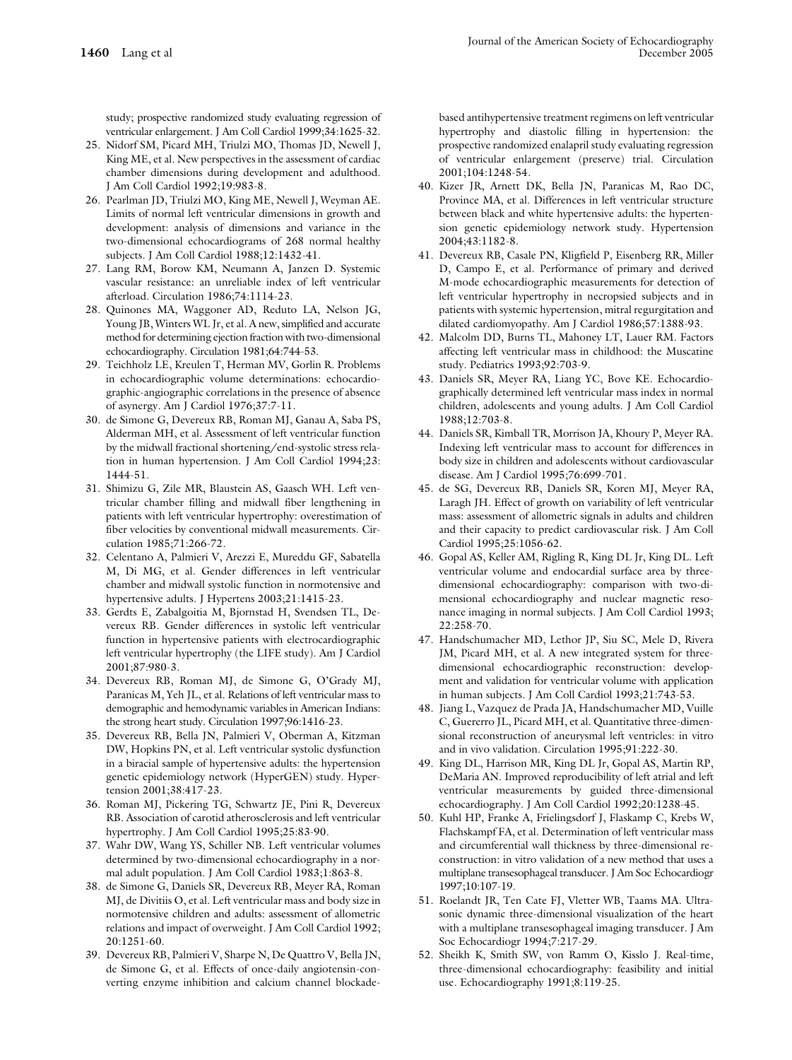study; prospective randomized study evaluating regression of ventricular enlargement. J Am Coll Cardiol 1999;34:1625-32.

25. Nidorf SM, Picard MH, Triulzi MO, Thomas JD, Newell J, King ME, et al. New perspectives in the assessment of cardiac chamber dimensions during development and adulthood. J Am Coll Cardiol 1992;19:983-8.
26. Pearlman JD, Triulzi MO, King ME, Newell J, Weyman AE. Limits of normal left ventricular dimensions in growth and development: analysis of dimensions and variance in the two-dimensional echocardiograms of 268 normal healthy subjects. J Am Coll Cardiol 1988;12:1432-41.
27. Lang RM, Borow KM, Neumann A, Janzen D. Systemic vascular resistance: an unreliable index of left ventricular afterload. Circulation 1986;74:1114-23.
28. Quinones MA, Waggoner AD, Reduto LA, Nelson JG, Young JB, Winters WL Jr, et al. A new, simplified and accurate method for determining ejection fraction with two-dimensional echocardiography. Circulation 1981;64:744-53.
29. Teichholz LE, Kreulen T, Herman MV, Gorlin R. Problems in echocardiographic volume determinations: echocardiographic-angiographic correlations in the presence of absence of asynergy. Am J Cardiol 1976;37:7-11.
30. de Simone G, Devereux RB, Roman MJ, Ganau A, Saba PS, Alderman MH, et al. Assessment of left ventricular function by the midwall fractional shortening/end-systolic stress relation in human hypertension. J Am Coll Cardiol 1994;23:1444-51.
31. Shimizu G, Zile MR, Blaustein AS, Gaasch WH. Left ventricular chamber filling and midwall fiber lengthening in patients with left ventricular hypertrophy: overestimation of fiber velocities by conventional midwall measurements. Circulation 1985;71:266-72.
32. Celentano A, Palmieri V, Arezzi E, Mureddu GF, Sabatella M, Di MG, et al. Gender differences in left ventricular chamber and midwall systolic function in normotensive and hypertensive adults. J Hypertens 2003;21:1415-23.
33. Gerdts E, Zabalgoitia M, Bjornstad H, Svendsen TL, Devereux RB. Gender differences in systolic left ventricular function in hypertensive patients with electrocardiographic left ventricular hypertrophy (the LIFE study). Am J Cardiol 2001;87:980-3.
34. Devereux RB, Roman MJ, de Simone G, O'Grady MJ, Paranicas M, Yeh JL, et al. Relations of left ventricular mass to demographic and hemodynamic variables in American Indians: the strong heart study. Circulation 1997;96:1416-23.
35. Devereux RB, Bella JN, Palmieri V, Oberman A, Kitzman DW, Hopkins PN, et al. Left ventricular systolic dysfunction in a biracial sample of hypertensive adults: the hypertension genetic epidemiology network (HyperGEN) study. Hypertension 2001;38:417-23.
36. Roman MJ, Pickering TG, Schwartz JE, Pini R, Devereux RB. Association of carotid atherosclerosis and left ventricular hypertrophy. J Am Coll Cardiol 1995;25:83-90.
37. Wahr DW, Wang YS, Schiller NB. Left ventricular volumes determined by two-dimensional echocardiography in a normal adult population. J Am Coll Cardiol 1983;1:863-8.
38. de Simone G, Daniels SR, Devereux RB, Meyer RA, Roman MJ, de Divitiis O, et al. Left ventricular mass and body size in normotensive children and adults: assessment of allometric relations and impact of overweight. J Am Coll Cardiol 1992;20:1251-60.
39. Devereux RB, Palmieri V, Sharpe N, De Quattro V, Bella JN, de Simone G, et al. Effects of once-daily angiotensin-converting enzyme inhibition and calcium channel blockade-based antihypertensive treatment regimens on left ventricular hypertrophy and diastolic filling in hypertension: the prospective randomized enalapril study evaluating regression of ventricular enlargement (preserve) trial. Circulation 2001;104:1248-54.
40. Kizer JR, Arnett DK, Bella JN, Paranicas M, Rao DC, Province MA, et al. Differences in left ventricular structure between black and white hypertensive adults: the hypertension genetic epidemiology network study. Hypertension 2004;43:1182-8.
41. Devereux RB, Casale PN, Kligfield P, Eisenberg RR, Miller D, Campo E, et al. Performance of primary and derived M-mode echocardiographic measurements for detection of left ventricular hypertrophy in necropsied subjects and in patients with systemic hypertension, mitral regurgitation and dilated cardiomyopathy. Am J Cardiol 1986;57:1388-93.
42. Malcolm DD, Burns TL, Mahoney LT, Lauer RM. Factors affecting left ventricular mass in childhood: the Muscatine study. Pediatrics 1993;92:703-9.
43. Daniels SR, Meyer RA, Liang YC, Bove KE. Echocardiographically determined left ventricular mass index in normal children, adolescents and young adults. J Am Coll Cardiol 1988;12:703-8.
44. Daniels SR, Kimball TR, Morrison JA, Khoury P, Meyer RA. Indexing left ventricular mass to account for differences in body size in children and adolescents without cardiovascular disease. Am J Cardiol 1995;76:699-701.
45. de SG, Devereux RB, Daniels SR, Koren MJ, Meyer RA, Laragh JH. Effect of growth on variability of left ventricular mass: assessment of allometric signals in adults and children and their capacity to predict cardiovascular risk. J Am Coll Cardiol 1995;25:1056-62.
46. Gopal AS, Keller AM, Rigling R, King DL Jr, King DL. Left ventricular volume and endocardial surface area by three-dimensional echocardiography: comparison with two-dimensional echocardiography and nuclear magnetic resonance imaging in normal subjects. J Am Coll Cardiol 1993;22:258-70.
47. Handschumacher MD, Lethor JP, Siu SC, Mele D, Rivera JM, Picard MH, et al. A new integrated system for three-dimensional echocardiographic reconstruction: development and validation for ventricular volume with application in human subjects. J Am Coll Cardiol 1993;21:743-53.
48. Jiang L, Vazquez de Prada JA, Handschumacher MD, Vuille C, Guererro JL, Picard MH, et al. Quantitative three-dimensional reconstruction of aneurysmal left ventricles: in vitro and in vivo validation. Circulation 1995;91:222-30.
49. King DL, Harrison MR, King DL Jr, Gopal AS, Martin RP, DeMaria AN. Improved reproducibility of left atrial and left ventricular measurements by guided three-dimensional echocardiography. J Am Coll Cardiol 1992;20:1238-45.
50. Kuhl HP, Franke A, Frielingsdorf J, Flaskamp C, Krebs W, Flachskampf FA, et al. Determination of left ventricular mass and circumferential wall thickness by three-dimensional reconstruction: in vitro validation of a new method that uses a multiplane transesophageal transducer. J Am Soc Echocardiogr 1997;10:107-19.
51. Roelandt JR, Ten Cate FJ, Vletter WB, Taams MA. Ultrasonic dynamic three-dimensional visualization of the heart with a multiplane transesophageal imaging transducer. J Am Soc Echocardiogr 1994;7:217-29.
52. Sheikh K, Smith SW, von Ramm O, Kisslo J. Real-time, three-dimensional echocardiography: feasibility and initial use. Echocardiography 1991;8:119-25.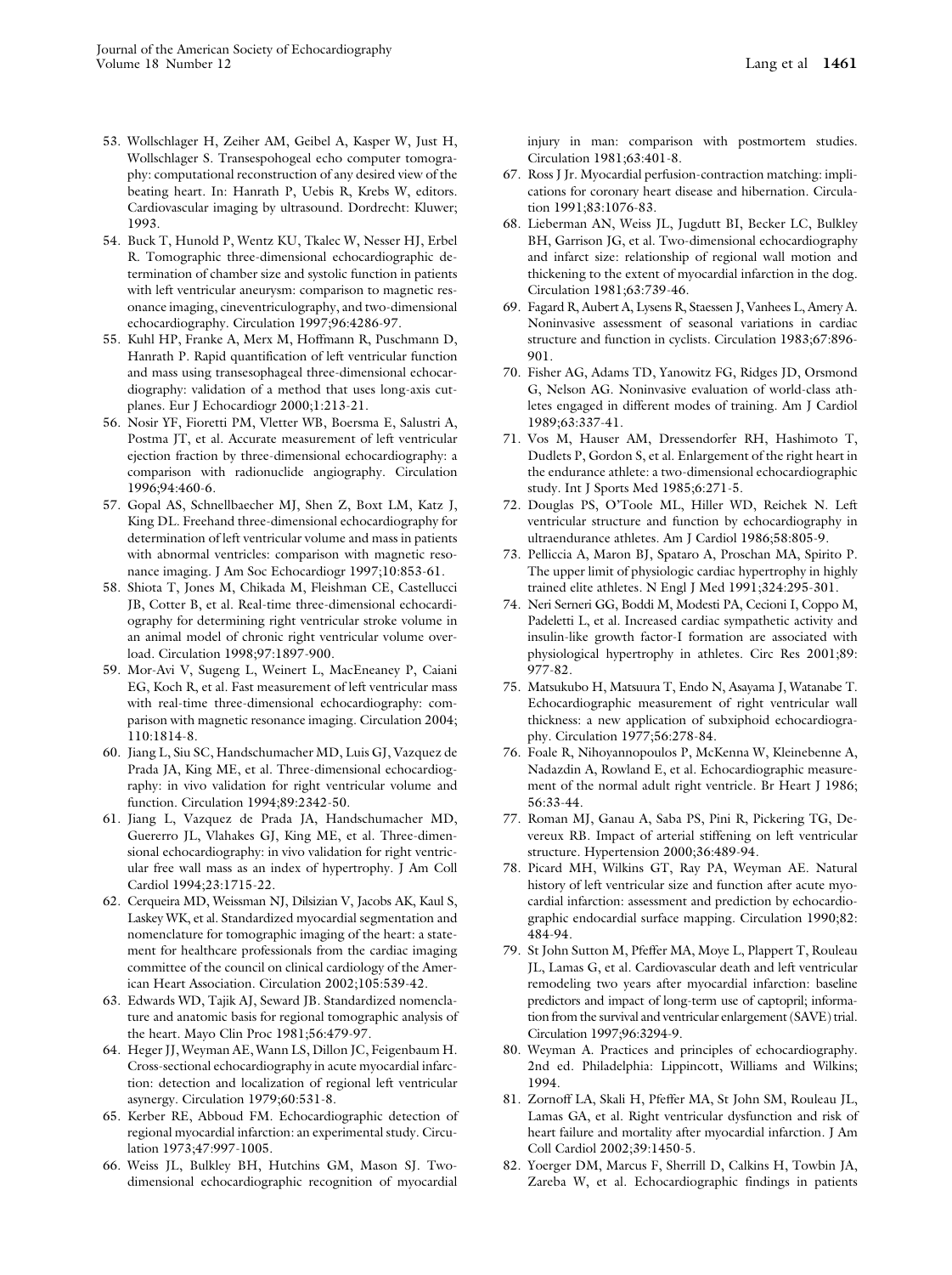53. Wollschlager H, Zeiher AM, Geibel A, Kasper W, Just H, Wollschlager S. Transespohogeal echo computer tomography: computational reconstruction of any desired view of the beating heart. In: Hanrath P, Uebis R, Krebs W, editors. Cardiovascular imaging by ultrasound. Dordrecht: Kluwer; 1993.
54. Buck T, Hunold P, Wentz KU, Tkalec W, Nesser HJ, Erbel R. Tomographic three-dimensional echocardiographic determination of chamber size and systolic function in patients with left ventricular aneurysm: comparison to magnetic resonance imaging, cineventriculography, and two-dimensional echocardiography. Circulation 1997;96:4286-97.
55. Kuhl HP, Franke A, Merx M, Hoffmann R, Puschmann D, Hanrath P. Rapid quantification of left ventricular function and mass using transesophageal three-dimensional echocardiography: validation of a method that uses long-axis cutplanes. Eur J Echocardiogr 2000;1:213-21.
56. Nosir YF, Fioretti PM, Vletter WB, Boersma E, Salustri A, Postma JT, et al. Accurate measurement of left ventricular ejection fraction by three-dimensional echocardiography: a comparison with radionuclide angiography. Circulation 1996;94:460-6.
57. Gopal AS, Schnellbaecher MJ, Shen Z, Boxt LM, Katz J, King DL. Freehand three-dimensional echocardiography for determination of left ventricular volume and mass in patients with abnormal ventricles: comparison with magnetic resonance imaging. J Am Soc Echocardiogr 1997;10:853-61.
58. Shiota T, Jones M, Chikada M, Fleishman CE, Castellucci JB, Cotter B, et al. Real-time three-dimensional echocardiography for determining right ventricular stroke volume in an animal model of chronic right ventricular volume overload. Circulation 1998;97:1897-900.
59. Mor-Avi V, Sugeng L, Weinert L, MacEneaney P, Caiani EG, Koch R, et al. Fast measurement of left ventricular mass with real-time three-dimensional echocardiography: comparison with magnetic resonance imaging. Circulation 2004; 110:1814-8.
60. Jiang L, Siu SC, Handschumacher MD, Luis GJ, Vazquez de Prada JA, King ME, et al. Three-dimensional echocardiography: in vivo validation for right ventricular volume and function. Circulation 1994;89:2342-50.
61. Jiang L, Vazquez de Prada JA, Handschumacher MD, Guererro JL, Vlahakes GJ, King ME, et al. Three-dimensional echocardiography: in vivo validation for right ventricular free wall mass as an index of hypertrophy. J Am Coll Cardiol 1994;23:1715-22.
62. Cerqueira MD, Weissman NJ, Dilsizian V, Jacobs AK, Kaul S, Laskey WK, et al. Standardized myocardial segmentation and nomenclature for tomographic imaging of the heart: a statement for healthcare professionals from the cardiac imaging committee of the council on clinical cardiology of the American Heart Association. Circulation 2002;105:539-42.
63. Edwards WD, Tajik AJ, Seward JB. Standardized nomenclature and anatomic basis for regional tomographic analysis of the heart. Mayo Clin Proc 1981;56:479-97.
64. Heger JJ, Weyman AE, Wann LS, Dillon JC, Feigenbaum H. Cross-sectional echocardiography in acute myocardial infarction: detection and localization of regional left ventricular asynergy. Circulation 1979;60:531-8.
65. Kerber RE, Abboud FM. Echocardiographic detection of regional myocardial infarction: an experimental study. Circulation 1973;47:997-1005.
66. Weiss JL, Bulkley BH, Hutchins GM, Mason SJ. Two-dimensional echocardiographic recognition of myocardial injury in man: comparison with postmortem studies. Circulation 1981;63:401-8.
67. Ross J Jr. Myocardial perfusion-contraction matching: implications for coronary heart disease and hibernation. Circulation 1991;83:1076-83.
68. Lieberman AN, Weiss JL, Jugdutt BI, Becker LC, Bulkley BH, Garrison JG, et al. Two-dimensional echocardiography and infarct size: relationship of regional wall motion and thickening to the extent of myocardial infarction in the dog. Circulation 1981;63:739-46.
69. Fagard R, Aubert A, Lysens R, Staessen J, Vanhees L, Amery A. Noninvasive assessment of seasonal variations in cardiac structure and function in cyclists. Circulation 1983;67:896-901.
70. Fisher AG, Adams TD, Yanowitz FG, Ridges JD, Orsmond G, Nelson AG. Noninvasive evaluation of world-class athletes engaged in different modes of training. Am J Cardiol 1989;63:337-41.
71. Vos M, Hauser AM, Dressendorfer RH, Hashimoto T, Dudlets P, Gordon S, et al. Enlargement of the right heart in the endurance athlete: a two-dimensional echocardiographic study. Int J Sports Med 1985;6:271-5.
72. Douglas PS, O'Toole ML, Hiller WD, Reichek N. Left ventricular structure and function by echocardiography in ultraendurance athletes. Am J Cardiol 1986;58:805-9.
73. Pelliccia A, Maron BJ, Spataro A, Proschan MA, Spirito P. The upper limit of physiologic cardiac hypertrophy in highly trained elite athletes. N Engl J Med 1991;324:295-301.
74. Neri Serneri GG, Boddi M, Modesti PA, Cecioni I, Coppo M, Padeletti L, et al. Increased cardiac sympathetic activity and insulin-like growth factor-I formation are associated with physiological hypertrophy in athletes. Circ Res 2001;89: 977-82.
75. Matsukubo H, Matsuura T, Endo N, Asayama J, Watanabe T. Echocardiographic measurement of right ventricular wall thickness: a new application of subxiphoid echocardiography. Circulation 1977;56:278-84.
76. Foale R, Nihoyannopoulos P, McKenna W, Kleinebenne A, Nadazdin A, Rowland E, et al. Echocardiographic measurement of the normal adult right ventricle. Br Heart J 1986; 56:33-44.
77. Roman MJ, Ganau A, Saba PS, Pini R, Pickering TG, Devereux RB. Impact of arterial stiffening on left ventricular structure. Hypertension 2000;36:489-94.
78. Picard MH, Wilkins GT, Ray PA, Weyman AE. Natural history of left ventricular size and function after acute myocardial infarction: assessment and prediction by echocardiographic endocardial surface mapping. Circulation 1990;82: 484-94.
79. St John Sutton M, Pfeffer MA, Moye L, Plappert T, Rouleau JL, Lamas G, et al. Cardiovascular death and left ventricular remodeling two years after myocardial infarction: baseline predictors and impact of long-term use of captopril; information from the survival and ventricular enlargement (SAVE) trial. Circulation 1997;96:3294-9.
80. Weyman A. Practices and principles of echocardiography. 2nd ed. Philadelphia: Lippincott, Williams and Wilkins; 1994.
81. Zornoff LA, Skali H, Pfeffer MA, St John SM, Rouleau JL, Lamas GA, et al. Right ventricular dysfunction and risk of heart failure and mortality after myocardial infarction. J Am Coll Cardiol 2002;39:1450-5.
82. Yoerger DM, Marcus F, Sherrill D, Calkins H, Towbin JA, Zareba W, et al. Echocardiographic findings in patients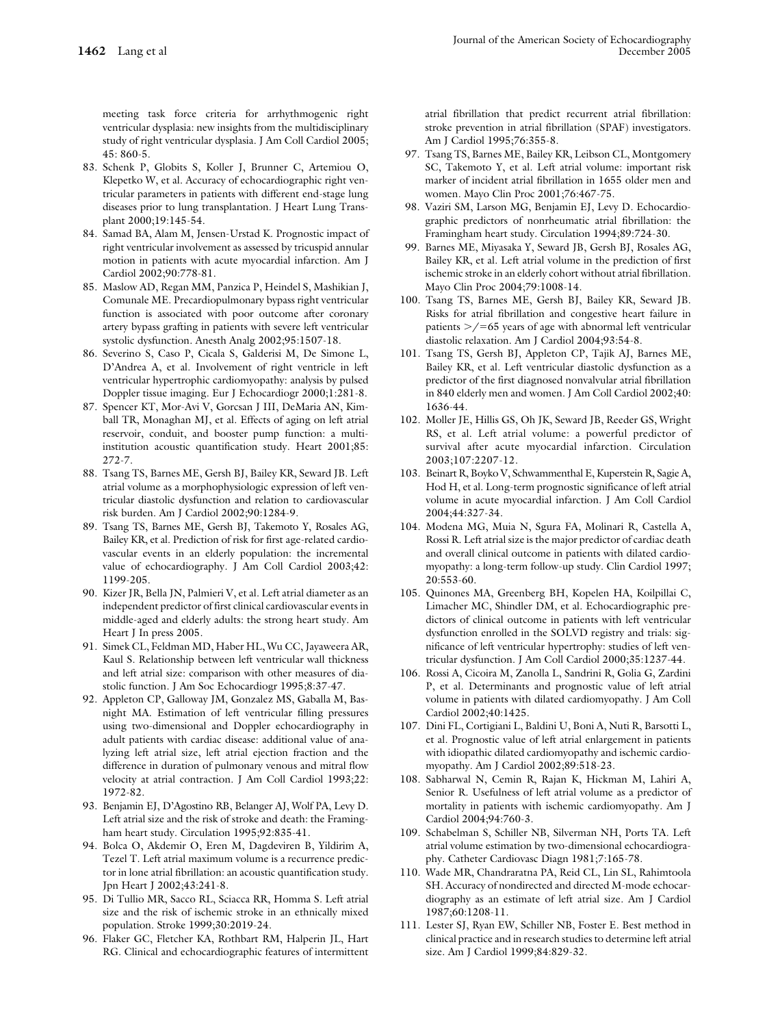meeting task force criteria for arrhythmogenic right ventricular dysplasia: new insights from the multidisciplinary study of right ventricular dysplasia. J Am Coll Cardiol 2005; 45: 860-5.

83. Schenk P, Globits S, Koller J, Brunner C, Artemiou O, Klepetko W, et al. Accuracy of echocardiographic right ventricular parameters in patients with different end-stage lung diseases prior to lung transplantation. J Heart Lung Transplant 2000;19:145-54.
84. Samad BA, Alam M, Jensen-Urstad K. Prognostic impact of right ventricular involvement as assessed by tricuspid annular motion in patients with acute myocardial infarction. Am J Cardiol 2002;90:778-81.
85. Maslow AD, Regan MM, Panzica P, Heindel S, Mashikian J, Comunale ME. Precardiopulmonary bypass right ventricular function is associated with poor outcome after coronary artery bypass grafting in patients with severe left ventricular systolic dysfunction. Anesth Analg 2002;95:1507-18.
86. Severino S, Caso P, Cicala S, Galderisi M, De Simone L, D'Andrea A, et al. Involvement of right ventricle in left ventricular hypertrophic cardiomyopathy: analysis by pulsed Doppler tissue imaging. Eur J Echocardiogr 2000;1:281-8.
87. Spencer KT, Mor-Avi V, Gorcsan J III, DeMaria AN, Kimball TR, Monaghan MJ, et al. Effects of aging on left atrial reservoir, conduit, and booster pump function: a multi-institution acoustic quantification study. Heart 2001;85: 272-7.
88. Tsang TS, Barnes ME, Gersh BJ, Bailey KR, Seward JB. Left atrial volume as a morphophysiologic expression of left ventricular diastolic dysfunction and relation to cardiovascular risk burden. Am J Cardiol 2002;90:1284-9.
89. Tsang TS, Barnes ME, Gersh BJ, Takemoto Y, Rosales AG, Bailey KR, et al. Prediction of risk for first age-related cardiovascular events in an elderly population: the incremental value of echocardiography. J Am Coll Cardiol 2003;42: 1199-205.
90. Kizer JR, Bella JN, Palmieri V, et al. Left atrial diameter as an independent predictor of first clinical cardiovascular events in middle-aged and elderly adults: the strong heart study. Am Heart J In press 2005.
91. Simek CL, Feldman MD, Haber HL, Wu CC, Jayaweera AR, Kaul S. Relationship between left ventricular wall thickness and left atrial size: comparison with other measures of diastolic function. J Am Soc Echocardiogr 1995;8:37-47.
92. Appleton CP, Galloway JM, Gonzalez MS, Gaballa M, Basnight MA. Estimation of left ventricular filling pressures using two-dimensional and Doppler echocardiography in adult patients with cardiac disease: additional value of analyzing left atrial size, left atrial ejection fraction and the difference in duration of pulmonary venous and mitral flow velocity at atrial contraction. J Am Coll Cardiol 1993;22: 1972-82.
93. Benjamin EJ, D'Agostino RB, Belanger AJ, Wolf PA, Levy D. Left atrial size and the risk of stroke and death: the Framingham heart study. Circulation 1995;92:835-41.
94. Bolca O, Akdemir O, Eren M, Dagdeviren B, Yildirim A, Tezel T. Left atrial maximum volume is a recurrence predictor in lone atrial fibrillation: an acoustic quantification study. Jpn Heart J 2002;43:241-8.
95. Di Tullio MR, Sacco RL, Sciacca RR, Homma S. Left atrial size and the risk of ischemic stroke in an ethnically mixed population. Stroke 1999;30:2019-24.
96. Flaker GC, Fletcher KA, Rothbart RM, Halperin JL, Hart RG. Clinical and echocardiographic features of intermittent atrial fibrillation that predict recurrent atrial fibrillation: stroke prevention in atrial fibrillation (SPAF) investigators. Am J Cardiol 1995;76:355-8.
97. Tsang TS, Barnes ME, Bailey KR, Leibson CL, Montgomery SC, Takemoto Y, et al. Left atrial volume: important risk marker of incident atrial fibrillation in 1655 older men and women. Mayo Clin Proc 2001;76:467-75.
98. Vaziri SM, Larson MG, Benjamin EJ, Levy D. Echocardiographic predictors of nonrheumatic atrial fibrillation: the Framingham heart study. Circulation 1994;89:724-30.
99. Barnes ME, Miyasaka Y, Seward JB, Gersh BJ, Rosales AG, Bailey KR, et al. Left atrial volume in the prediction of first ischemic stroke in an elderly cohort without atrial fibrillation. Mayo Clin Proc 2004;79:1008-14.
100. Tsang TS, Barnes ME, Gersh BJ, Bailey KR, Seward JB. Risks for atrial fibrillation and congestive heart failure in patients >/=65 years of age with abnormal left ventricular diastolic relaxation. Am J Cardiol 2004;93:54-8.
101. Tsang TS, Gersh BJ, Appleton CP, Tajik AJ, Barnes ME, Bailey KR, et al. Left ventricular diastolic dysfunction as a predictor of the first diagnosed nonvalvular atrial fibrillation in 840 elderly men and women. J Am Coll Cardiol 2002;40: 1636-44.
102. Moller JE, Hillis GS, Oh JK, Seward JB, Reeder GS, Wright RS, et al. Left atrial volume: a powerful predictor of survival after acute myocardial infarction. Circulation 2003;107:2207-12.
103. Beinart R, Boyko V, Schwammenthal E, Kuperstein R, Sagie A, Hod H, et al. Long-term prognostic significance of left atrial volume in acute myocardial infarction. J Am Coll Cardiol 2004;44:327-34.
104. Modena MG, Muia N, Sgura FA, Molinari R, Castella A, Rossi R. Left atrial size is the major predictor of cardiac death and overall clinical outcome in patients with dilated cardiomyopathy: a long-term follow-up study. Clin Cardiol 1997; 20:553-60.
105. Quinones MA, Greenberg BH, Kopelen HA, Koilpillai C, Limacher MC, Shindler DM, et al. Echocardiographic predictors of clinical outcome in patients with left ventricular dysfunction enrolled in the SOLVD registry and trials: significance of left ventricular hypertrophy: studies of left ventricular dysfunction. J Am Coll Cardiol 2000;35:1237-44.
106. Rossi A, Cicoira M, Zanolla L, Sandrini R, Golia G, Zardini P, et al. Determinants and prognostic value of left atrial volume in patients with dilated cardiomyopathy. J Am Coll Cardiol 2002;40:1425.
107. Dini FL, Cortigiani L, Baldini U, Boni A, Nuti R, Barsotti L, et al. Prognostic value of left atrial enlargement in patients with idiopathic dilated cardiomyopathy and ischemic cardiomyopathy. Am J Cardiol 2002;89:518-23.
108. Sabharwal N, Cemin R, Rajan K, Hickman M, Lahiri A, Senior R. Usefulness of left atrial volume as a predictor of mortality in patients with ischemic cardiomyopathy. Am J Cardiol 2004;94:760-3.
109. Schabelman S, Schiller NB, Silverman NH, Ports TA. Left atrial volume estimation by two-dimensional echocardiography. Catheter Cardiovasc Diagn 1981;7:165-78.
110. Wade MR, Chandraratna PA, Reid CL, Lin SL, Rahimtoola SH. Accuracy of nondirected and directed M-mode echocardiography as an estimate of left atrial size. Am J Cardiol 1987;60:1208-11.
111. Lester SJ, Ryan EW, Schiller NB, Foster E. Best method in clinical practice and in research studies to determine left atrial size. Am J Cardiol 1999;84:829-32.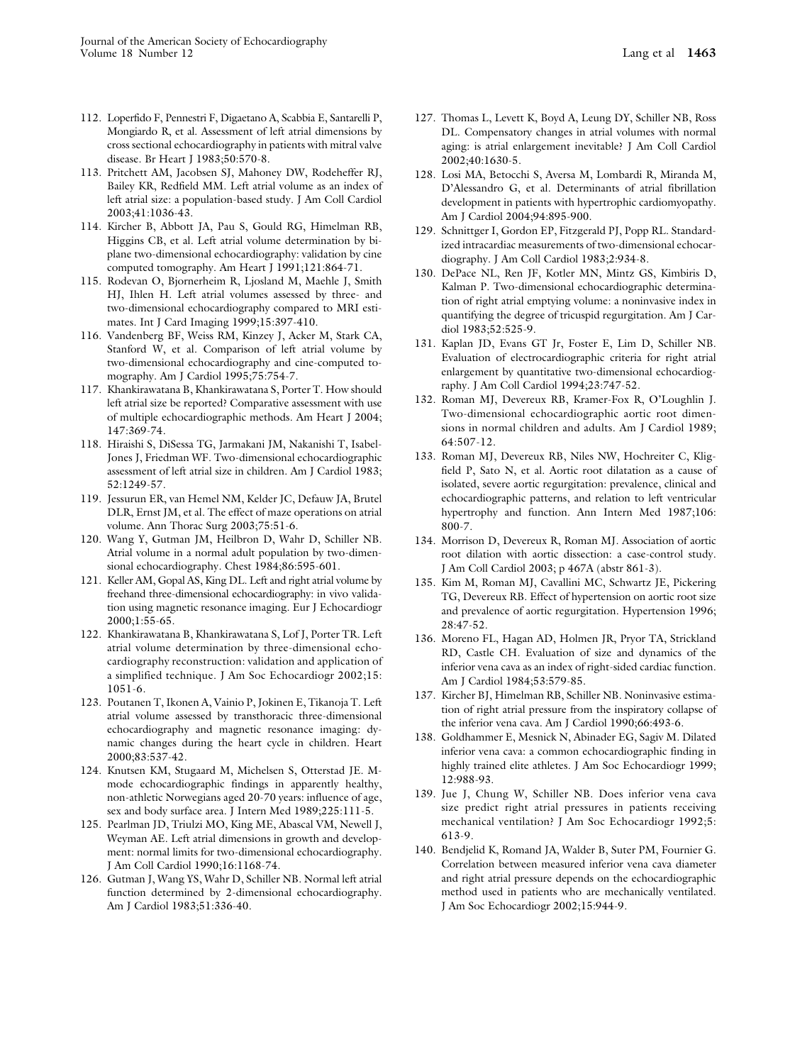112. Loperfido F, Pennestri F, Digaetano A, Scabbia E, Santarelli P, Mongiardo R, et al. Assessment of left atrial dimensions by cross sectional echocardiography in patients with mitral valve disease. Br Heart J 1983;50:570-8.
113. Pritchett AM, Jacobsen SJ, Mahoney DW, Rodeheffer RJ, Bailey KR, Redfield MM. Left atrial volume as an index of left atrial size: a population-based study. J Am Coll Cardiol 2003;41:1036-43.
114. Kircher B, Abbott JA, Pau S, Gould RG, Himelman RB, Higgins CB, et al. Left atrial volume determination by biplane two-dimensional echocardiography: validation by cine computed tomography. Am Heart J 1991;121:864-71.
115. Rodevan O, Bjornerheim R, Ljosland M, Maehle J, Smith HJ, Ihlen H. Left atrial volumes assessed by three- and two-dimensional echocardiography compared to MRI estimates. Int J Card Imaging 1999;15:397-410.
116. Vandenberg BF, Weiss RM, Kinzey J, Acker M, Stark CA, Stanford W, et al. Comparison of left atrial volume by two-dimensional echocardiography and cine-computed tomography. Am J Cardiol 1995;75:754-7.
117. Khankirawatana B, Khankirawatana S, Porter T. How should left atrial size be reported? Comparative assessment with use of multiple echocardiographic methods. Am Heart J 2004; 147:369-74.
118. Hiraishi S, DiSessa TG, Jarmakani JM, Nakanishi T, Isabel-Jones J, Friedman WF. Two-dimensional echocardiographic assessment of left atrial size in children. Am J Cardiol 1983; 52:1249-57.
119. Jessurun ER, van Hemel NM, Kelder JC, Defauw JA, Brutel DLR, Ernst JM, et al. The effect of maze operations on atrial volume. Ann Thorac Surg 2003;75:51-6.
120. Wang Y, Gutman JM, Heilbron D, Wahr D, Schiller NB. Atrial volume in a normal adult population by two-dimensional echocardiography. Chest 1984;86:595-601.
121. Keller AM, Gopal AS, King DL. Left and right atrial volume by freehand three-dimensional echocardiography: in vivo validation using magnetic resonance imaging. Eur J Echocardiogr 2000;1:55-65.
122. Khankirawatana B, Khankirawatana S, Lof J, Porter TR. Left atrial volume determination by three-dimensional echocardiography reconstruction: validation and application of a simplified technique. J Am Soc Echocardiogr 2002;15: 1051-6.
123. Poutanen T, Ikonen A, Vainio P, Jokinen E, Tikanoja T. Left atrial volume assessed by transthoracic three-dimensional echocardiography and magnetic resonance imaging: dynamic changes during the heart cycle in children. Heart 2000;83:537-42.
124. Knutsen KM, Stugaard M, Michelsen S, Otterstad JE. M-mode echocardiographic findings in apparently healthy, non-athletic Norwegians aged 20-70 years: influence of age, sex and body surface area. J Intern Med 1989;225:111-5.
125. Pearlman JD, Triulzi MO, King ME, Abascal VM, Newell J, Weyman AE. Left atrial dimensions in growth and development: normal limits for two-dimensional echocardiography. J Am Coll Cardiol 1990;16:1168-74.
126. Gutman J, Wang YS, Wahr D, Schiller NB. Normal left atrial function determined by 2-dimensional echocardiography. Am J Cardiol 1983;51:336-40.
127. Thomas L, Levett K, Boyd A, Leung DY, Schiller NB, Ross DL. Compensatory changes in atrial volumes with normal aging: is atrial enlargement inevitable? J Am Coll Cardiol 2002;40:1630-5.
128. Losi MA, Betocchi S, Aversa M, Lombardi R, Miranda M, D'Alessandro G, et al. Determinants of atrial fibrillation development in patients with hypertrophic cardiomyopathy. Am J Cardiol 2004;94:895-900.
129. Schnittger I, Gordon EP, Fitzgerald PJ, Popp RL. Standardized intracardiac measurements of two-dimensional echocardiography. J Am Coll Cardiol 1983;2:934-8.
130. DePace NL, Ren JF, Kotler MN, Mintz GS, Kimbiris D, Kalman P. Two-dimensional echocardiographic determination of right atrial emptying volume: a noninvasive index in quantifying the degree of tricuspid regurgitation. Am J Cardiol 1983;52:525-9.
131. Kaplan JD, Evans GT Jr, Foster E, Lim D, Schiller NB. Evaluation of electrocardiographic criteria for right atrial enlargement by quantitative two-dimensional echocardiography. J Am Coll Cardiol 1994;23:747-52.
132. Roman MJ, Devereux RB, Kramer-Fox R, O'Loughlin J. Two-dimensional echocardiographic aortic root dimensions in normal children and adults. Am J Cardiol 1989; 64:507-12.
133. Roman MJ, Devereux RB, Niles NW, Hochreiter C, Kligfield P, Sato N, et al. Aortic root dilatation as a cause of isolated, severe aortic regurgitation: prevalence, clinical and echocardiographic patterns, and relation to left ventricular hypertrophy and function. Ann Intern Med 1987;106: 800-7.
134. Morrison D, Devereux R, Roman MJ. Association of aortic root dilation with aortic dissection: a case-control study. J Am Coll Cardiol 2003; p 467A (abstr 861-3).
135. Kim M, Roman MJ, Cavallini MC, Schwartz JE, Pickering TG, Devereux RB. Effect of hypertension on aortic root size and prevalence of aortic regurgitation. Hypertension 1996; 28:47-52.
136. Moreno FL, Hagan AD, Holmen JR, Pryor TA, Strickland RD, Castle CH. Evaluation of size and dynamics of the inferior vena cava as an index of right-sided cardiac function. Am J Cardiol 1984;53:579-85.
137. Kircher BJ, Himelman RB, Schiller NB. Noninvasive estimation of right atrial pressure from the inspiratory collapse of the inferior vena cava. Am J Cardiol 1990;66:493-6.
138. Goldhammer E, Mesnick N, Abinader EG, Sagiv M. Dilated inferior vena cava: a common echocardiographic finding in highly trained elite athletes. J Am Soc Echocardiogr 1999; 12:988-93.
139. Jue J, Chung W, Schiller NB. Does inferior vena cava size predict right atrial pressures in patients receiving mechanical ventilation? J Am Soc Echocardiogr 1992;5: 613-9.
140. Bendjelid K, Romand JA, Walder B, Suter PM, Fournier G. Correlation between measured inferior vena cava diameter and right atrial pressure depends on the echocardiographic method used in patients who are mechanically ventilated. J Am Soc Echocardiogr 2002;15:944-9.